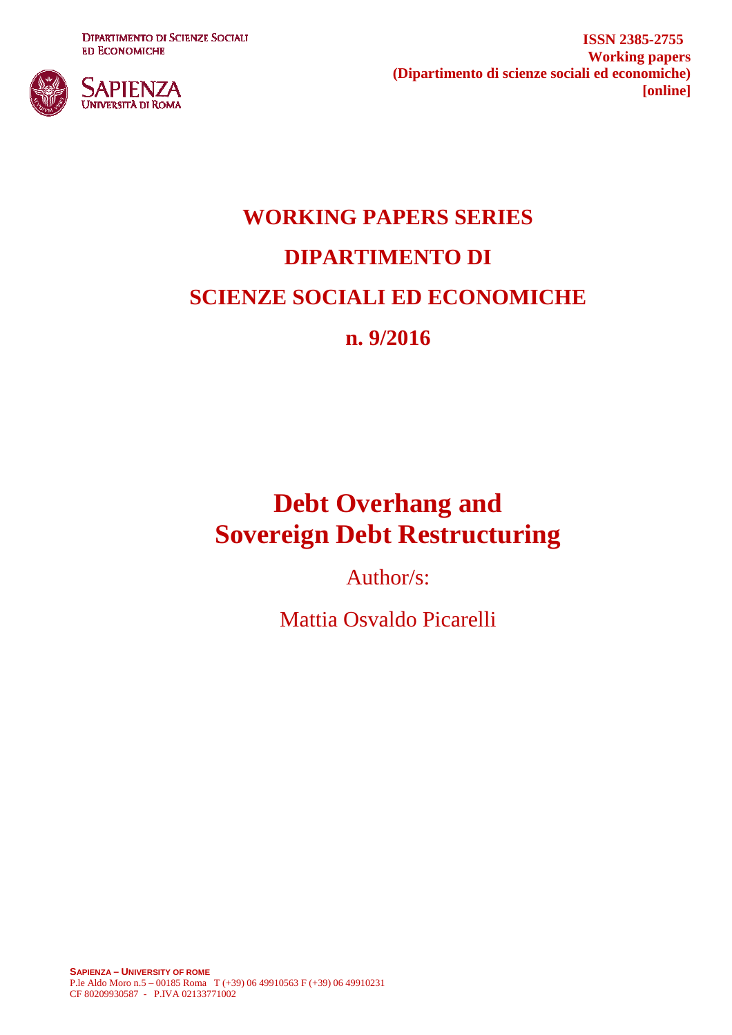DIPARTIMENTO DI SCIENZE SOCIALI ED ECONOMICHE

SAPIENZA UNIVERSITÀ DI ROMA

**ISSN 2385-2755**
**Working papers**
**(Dipartimento di scienze sociali ed economiche)**
**[online]**

# WORKING PAPERS SERIES

# DIPARTIMENTO DI

# SCIENZE SOCIALI ED ECONOMICHE

# n. 9/2016

# Debt Overhang and Sovereign Debt Restructuring

Author/s:

Mattia Osvaldo Picarelli

**SAPIENZA – UNIVERSITY OF ROME**
P.le Aldo Moro n.5 – 00185 Roma T (+39) 06 49910563 F (+39) 06 49910231
CF 80209930587 - P.IVA 02133771002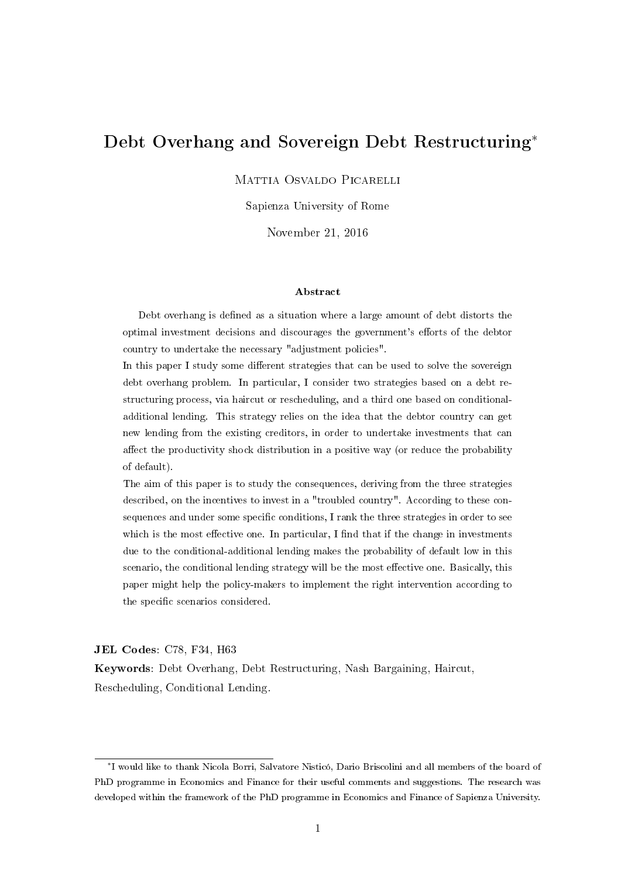# Debt Overhang and Sovereign Debt Restructuring[*]

Mattia Osvaldo Picarelli

Sapienza University of Rome

November 21, 2016

### Abstract

Debt overhang is defined as a situation where a large amount of debt distorts the optimal investment decisions and discourages the government's efforts of the debtor country to undertake the necessary "adjustment policies".

In this paper I study some different strategies that can be used to solve the sovereign debt overhang problem. In particular, I consider two strategies based on a debt restructuring process, via haircut or rescheduling, and a third one based on conditional-additional lending. This strategy relies on the idea that the debtor country can get new lending from the existing creditors, in order to undertake investments that can affect the productivity shock distribution in a positive way (or reduce the probability of default).

The aim of this paper is to study the consequences, deriving from the three strategies described, on the incentives to invest in a "troubled country". According to these consequences and under some specific conditions, I rank the three strategies in order to see which is the most effective one. In particular, I find that if the change in investments due to the conditional-additional lending makes the probability of default low in this scenario, the conditional lending strategy will be the most effective one. Basically, this paper might help the policy-makers to implement the right intervention according to the specific scenarios considered.

**JEL Codes**: C78, F34, H63

**Keywords**: Debt Overhang, Debt Restructuring, Nash Bargaining, Haircut, Rescheduling, Conditional Lending.

[*] I would like to thank Nicola Borri, Salvatore Nisticó, Dario Briscolini and all members of the board of PhD programme in Economics and Finance for their useful comments and suggestions. The research was developed within the framework of the PhD programme in Economics and Finance of Sapienza University.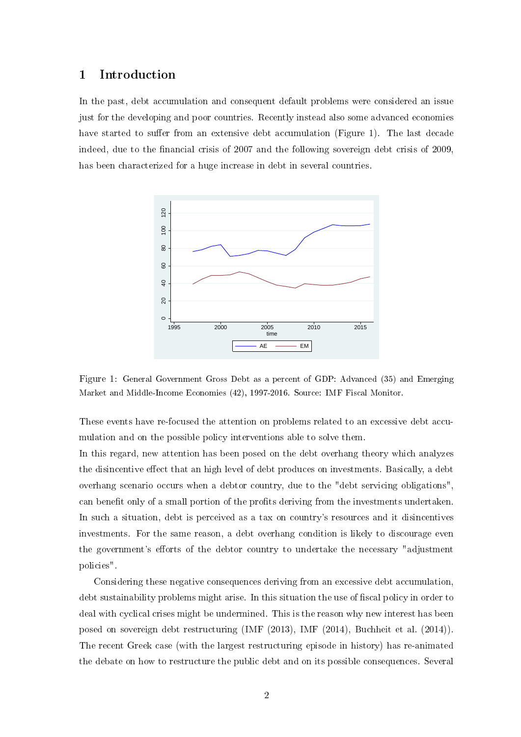# 1 Introduction

In the past, debt accumulation and consequent default problems were considered an issue just for the developing and poor countries. Recently instead also some advanced economies have started to suffer from an extensive debt accumulation (Figure 1). The last decade indeed, due to the financial crisis of 2007 and the following sovereign debt crisis of 2009, has been characterized for a huge increase in debt in several countries.

Figure 1: General Government Gross Debt as a percent of GDP: Advanced (35) and Emerging Market and Middle-Income Economies (42), 1997-2016. Source: IMF Fiscal Monitor.

These events have re-focused the attention on problems related to an excessive debt accumulation and on the possible policy interventions able to solve them.

In this regard, new attention has been posed on the debt overhang theory which analyzes the disincentive effect that an high level of debt produces on investments. Basically, a debt overhang scenario occurs when a debtor country, due to the "debt servicing obligations", can benefit only of a small portion of the profits deriving from the investments undertaken. In such a situation, debt is perceived as a tax on country's resources and it disincentives investments. For the same reason, a debt overhang condition is likely to discourage even the government's efforts of the debtor country to undertake the necessary "adjustment policies".

Considering these negative consequences deriving from an excessive debt accumulation, debt sustainability problems might arise. In this situation the use of fiscal policy in order to deal with cyclical crises might be undermined. This is the reason why new interest has been posed on sovereign debt restructuring (IMF (2013), IMF (2014), Buchheit et al. (2014)). The recent Greek case (with the largest restructuring episode in history) has re-animated the debate on how to restructure the public debt and on its possible consequences. Several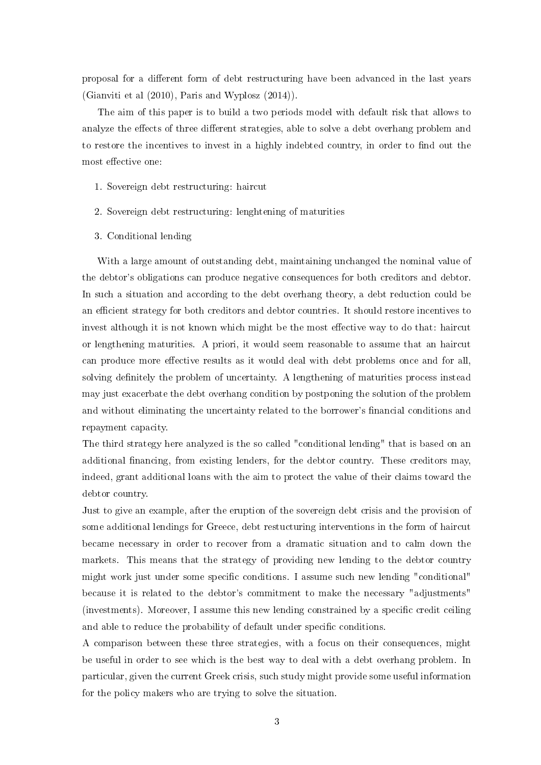proposal for a different form of debt restructuring have been advanced in the last years (Gianviti et al (2010), Paris and Wyplosz (2014)).

The aim of this paper is to build a two periods model with default risk that allows to analyze the effects of three different strategies, able to solve a debt overhang problem and to restore the incentives to invest in a highly indebted country, in order to find out the most effective one:

1. Sovereign debt restructuring: haircut
2. Sovereign debt restructuring: lenghtening of maturities
3. Conditional lending

With a large amount of outstanding debt, maintaining unchanged the nominal value of the debtor's obligations can produce negative consequences for both creditors and debtor. In such a situation and according to the debt overhang theory, a debt reduction could be an efficient strategy for both creditors and debtor countries. It should restore incentives to invest although it is not known which might be the most effective way to do that: haircut or lengthening maturities. A priori, it would seem reasonable to assume that an haircut can produce more effective results as it would deal with debt problems once and for all, solving definitely the problem of uncertainty. A lengthening of maturities process instead may just exacerbate the debt overhang condition by postponing the solution of the problem and without eliminating the uncertainty related to the borrower's financial conditions and repayment capacity.

The third strategy here analyzed is the so called "conditional lending" that is based on an additional financing, from existing lenders, for the debtor country. These creditors may, indeed, grant additional loans with the aim to protect the value of their claims toward the debtor country.

Just to give an example, after the eruption of the sovereign debt crisis and the provision of some additional lendings for Greece, debt restucturing interventions in the form of haircut became necessary in order to recover from a dramatic situation and to calm down the markets. This means that the strategy of providing new lending to the debtor country might work just under some specific conditions. I assume such new lending "conditional" because it is related to the debtor's commitment to make the necessary "adjustments" (investments). Moreover, I assume this new lending constrained by a specific credit ceiling and able to reduce the probability of default under specific conditions.

A comparison between these three strategies, with a focus on their consequences, might be useful in order to see which is the best way to deal with a debt overhang problem. In particular, given the current Greek crisis, such study might provide some useful information for the policy makers who are trying to solve the situation.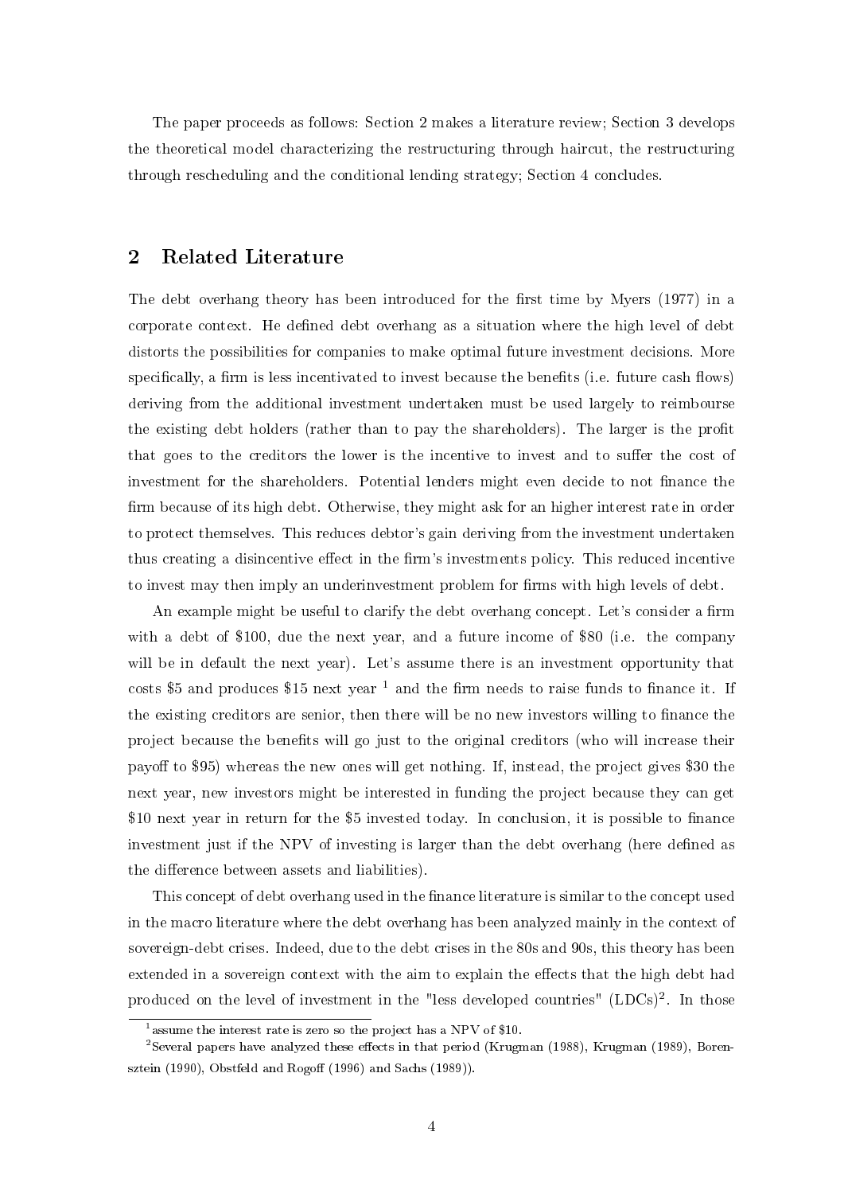The paper proceeds as follows: Section 2 makes a literature review; Section 3 develops the theoretical model characterizing the restructuring through haircut, the restructuring through rescheduling and the conditional lending strategy; Section 4 concludes.

## 2 Related Literature

The debt overhang theory has been introduced for the first time by Myers (1977) in a corporate context. He defined debt overhang as a situation where the high level of debt distorts the possibilities for companies to make optimal future investment decisions. More specifically, a firm is less incentivated to invest because the benefits (i.e. future cash flows) deriving from the additional investment undertaken must be used largely to reimbourse the existing debt holders (rather than to pay the shareholders). The larger is the profit that goes to the creditors the lower is the incentive to invest and to suffer the cost of investment for the shareholders. Potential lenders might even decide to not finance the firm because of its high debt. Otherwise, they might ask for an higher interest rate in order to protect themselves. This reduces debtor's gain deriving from the investment undertaken thus creating a disincentive effect in the firm's investments policy. This reduced incentive to invest may then imply an underinvestment problem for firms with high levels of debt.

An example might be useful to clarify the debt overhang concept. Let's consider a firm with a debt of \$100, due the next year, and a future income of \$80 (i.e. the company will be in default the next year). Let's assume there is an investment opportunity that costs \$5 and produces \$15 next year [1] and the firm needs to raise funds to finance it. If the existing creditors are senior, then there will be no new investors willing to finance the project because the benefits will go just to the original creditors (who will increase their payoff to \$95) whereas the new ones will get nothing. If, instead, the project gives \$30 the next year, new investors might be interested in funding the project because they can get \$10 next year in return for the \$5 invested today. In conclusion, it is possible to finance investment just if the NPV of investing is larger than the debt overhang (here defined as the difference between assets and liabilities).

This concept of debt overhang used in the finance literature is similar to the concept used in the macro literature where the debt overhang has been analyzed mainly in the context of sovereign-debt crises. Indeed, due to the debt crises in the 80s and 90s, this theory has been extended in a sovereign context with the aim to explain the effects that the high debt had produced on the level of investment in the "less developed countries" (LDCs)[2]. In those

[1] assume the interest rate is zero so the project has a NPV of \$10.

[2] Several papers have analyzed these effects in that period (Krugman (1988), Krugman (1989), Borensztein (1990), Obstfeld and Rogoff (1996) and Sachs (1989)).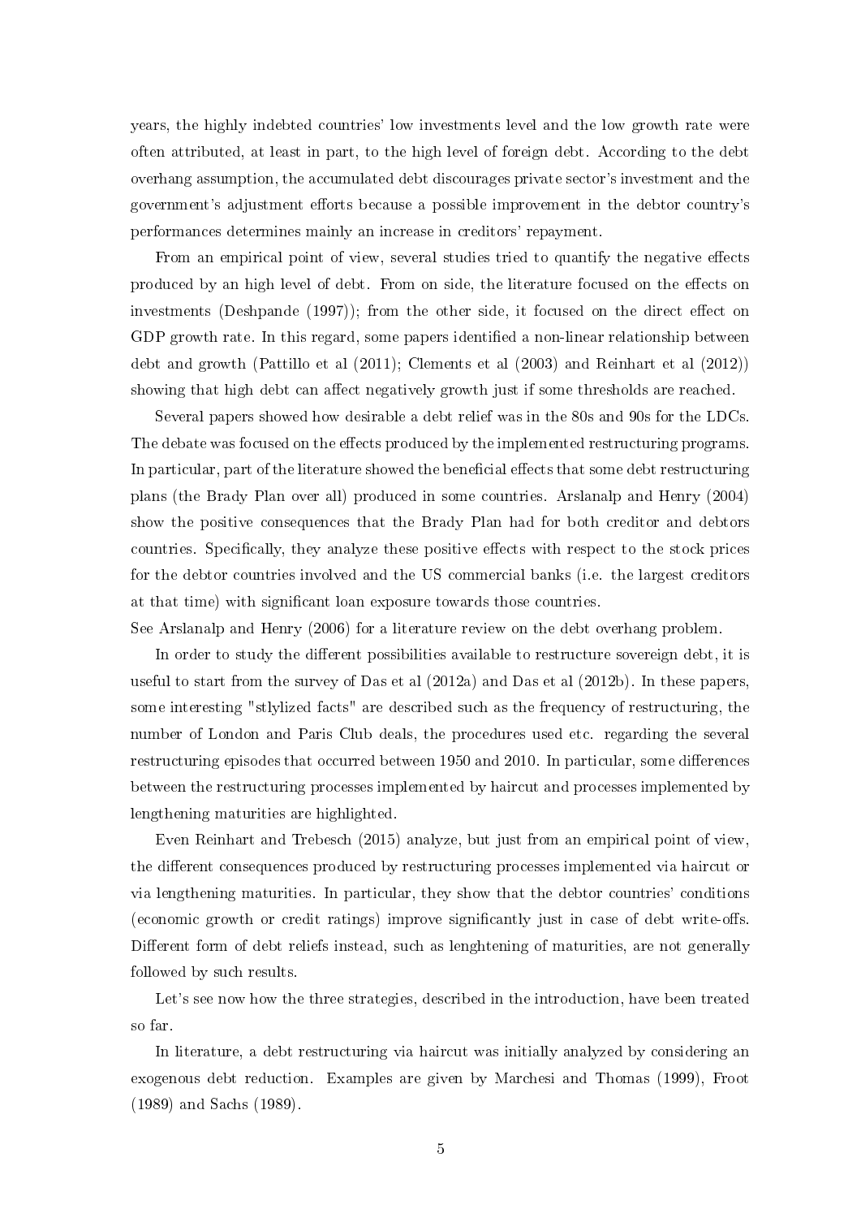years, the highly indebted countries' low investments level and the low growth rate were often attributed, at least in part, to the high level of foreign debt. According to the debt overhang assumption, the accumulated debt discourages private sector's investment and the government's adjustment efforts because a possible improvement in the debtor country's performances determines mainly an increase in creditors' repayment.

From an empirical point of view, several studies tried to quantify the negative effects produced by an high level of debt. From on side, the literature focused on the effects on investments (Deshpande (1997)); from the other side, it focused on the direct effect on GDP growth rate. In this regard, some papers identified a non-linear relationship between debt and growth (Pattillo et al (2011); Clements et al (2003) and Reinhart et al (2012)) showing that high debt can affect negatively growth just if some thresholds are reached.

Several papers showed how desirable a debt relief was in the 80s and 90s for the LDCs. The debate was focused on the effects produced by the implemented restructuring programs. In particular, part of the literature showed the beneficial effects that some debt restructuring plans (the Brady Plan over all) produced in some countries. Arslanalp and Henry (2004) show the positive consequences that the Brady Plan had for both creditor and debtors countries. Specifically, they analyze these positive effects with respect to the stock prices for the debtor countries involved and the US commercial banks (i.e. the largest creditors at that time) with significant loan exposure towards those countries.
See Arslanalp and Henry (2006) for a literature review on the debt overhang problem.

In order to study the different possibilities available to restructure sovereign debt, it is useful to start from the survey of Das et al (2012a) and Das et al (2012b). In these papers, some interesting "stlylized facts" are described such as the frequency of restructuring, the number of London and Paris Club deals, the procedures used etc. regarding the several restructuring episodes that occurred between 1950 and 2010. In particular, some differences between the restructuring processes implemented by haircut and processes implemented by lengthening maturities are highlighted.

Even Reinhart and Trebesch (2015) analyze, but just from an empirical point of view, the different consequences produced by restructuring processes implemented via haircut or via lengthening maturities. In particular, they show that the debtor countries' conditions (economic growth or credit ratings) improve significantly just in case of debt write-offs. Different form of debt reliefs instead, such as lenghtening of maturities, are not generally followed by such results.

Let's see now how the three strategies, described in the introduction, have been treated so far.

In literature, a debt restructuring via haircut was initially analyzed by considering an exogenous debt reduction. Examples are given by Marchesi and Thomas (1999), Froot (1989) and Sachs (1989).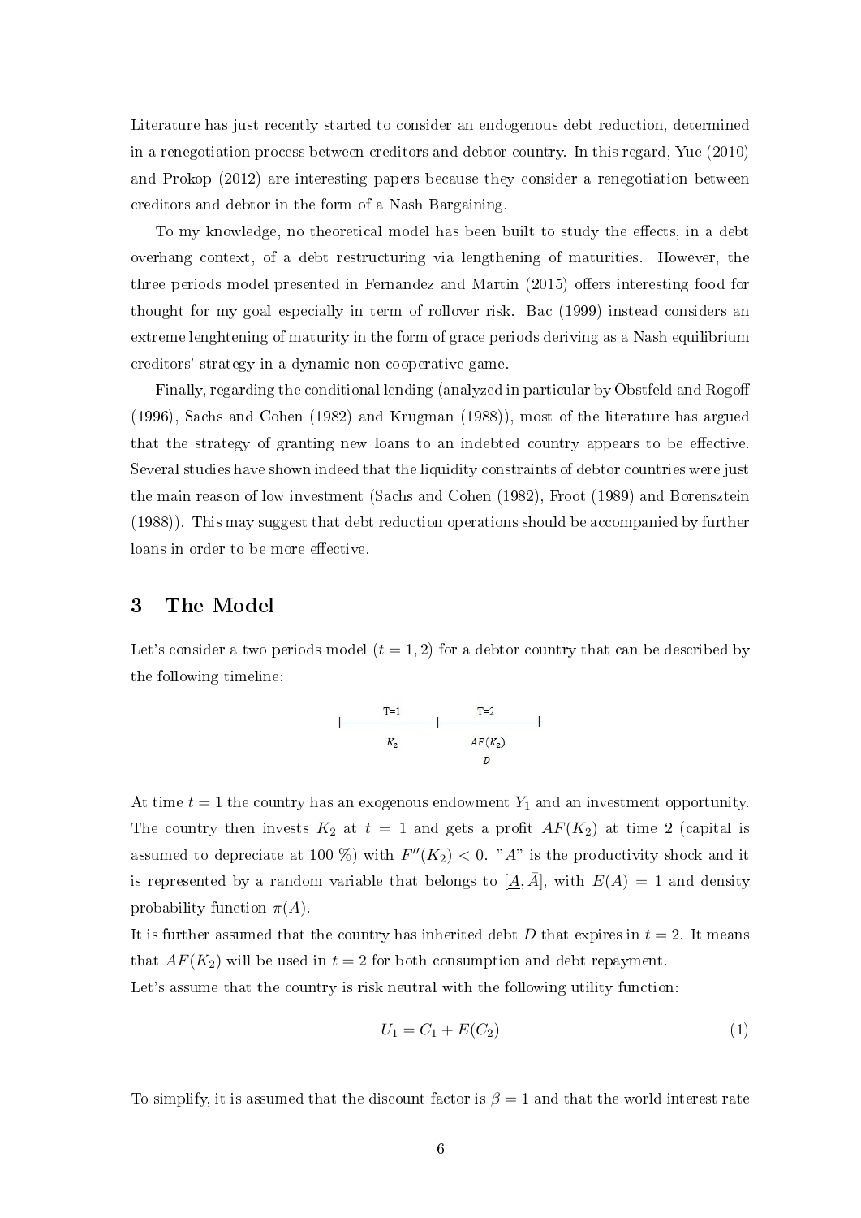Literature has just recently started to consider an endogenous debt reduction, determined in a renegotiation process between creditors and debtor country. In this regard, Yue (2010) and Prokop (2012) are interesting papers because they consider a renegotiation between creditors and debtor in the form of a Nash Bargaining.

To my knowledge, no theoretical model has been built to study the effects, in a debt overhang context, of a debt restructuring via lengthening of maturities. However, the three periods model presented in Fernandez and Martin (2015) offers interesting food for thought for my goal especially in term of rollover risk. Bac (1999) instead considers an extreme lenghtening of maturity in the form of grace periods deriving as a Nash equilibrium creditors' strategy in a dynamic non cooperative game.

Finally, regarding the conditional lending (analyzed in particular by Obstfeld and Rogoff (1996), Sachs and Cohen (1982) and Krugman (1988)), most of the literature has argued that the strategy of granting new loans to an indebted country appears to be effective. Several studies have shown indeed that the liquidity constraints of debtor countries were just the main reason of low investment (Sachs and Cohen (1982), Froot (1989) and Borensztein (1988)). This may suggest that debt reduction operations should be accompanied by further loans in order to be more effective.

# 3 The Model

Let's consider a two periods model ($t = 1, 2$) for a debtor country that can be described by the following timeline:

| T=1 | T=2 |
|---|---|
| $K_2$ | $AF(K_2)$ <br> $D$ |

At time $t = 1$ the country has an exogenous endowment $Y_1$ and an investment opportunity. The country then invests $K_2$ at $t = 1$ and gets a profit $AF(K_2)$ at time 2 (capital is assumed to depreciate at 100 %) with $F''(K_2) < 0$. "$A$" is the productivity shock and it is represented by a random variable that belongs to $[\underline{A}, \bar{A}]$, with $E(A) = 1$ and density probability function $\pi(A)$.

It is further assumed that the country has inherited debt $D$ that expires in $t = 2$. It means that $AF(K_2)$ will be used in $t = 2$ for both consumption and debt repayment.

Let's assume that the country is risk neutral with the following utility function:

$$U_1 = C_1 + E(C_2) \tag{1}$$

To simplify, it is assumed that the discount factor is $\beta = 1$ and that the world interest rate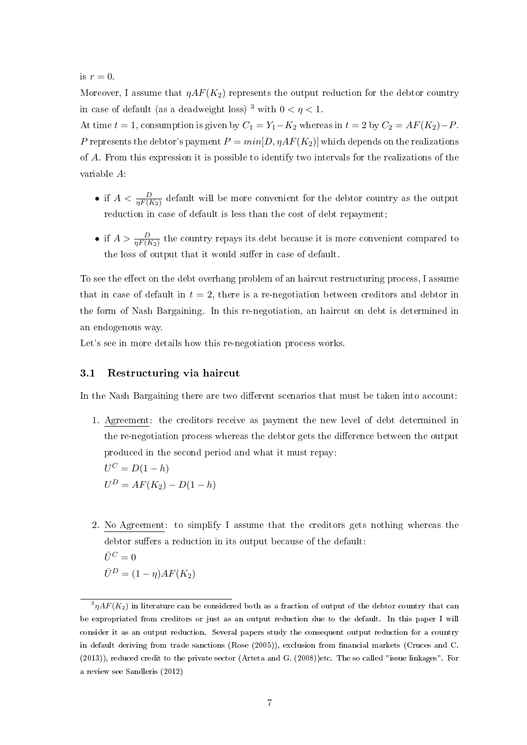is $r = 0$.

Moreover, I assume that $\eta AF(K_2)$ represents the output reduction for the debtor country in case of default (as a deadweight loss) [3] with $0 < \eta < 1$.

At time $t = 1$, consumption is given by $C_1 = Y_1 - K_2$ whereas in $t = 2$ by $C_2 = AF(K_2) - P$. $P$ represents the debtor's payment $P = min[D, \eta AF(K_2)]$ which depends on the realizations of $A$. From this expression it is possible to identify two intervals for the realizations of the variable $A$:

- if $A < \frac{D}{\eta F(K_2)}$ default will be more convenient for the debtor country as the output reduction in case of default is less than the cost of debt repayment;
- if $A > \frac{D}{\eta F(K_2)}$ the country repays its debt because it is more convenient compared to the loss of output that it would suffer in case of default.

To see the effect on the debt overhang problem of an haircut restructuring process, I assume that in case of default in $t = 2$, there is a re-negotiation between creditors and debtor in the form of Nash Bargaining. In this re-negotiation, an haircut on debt is determined in an endogenous way.

Let's see in more details how this re-negotiation process works.

### 3.1 Restructuring via haircut

In the Nash Bargaining there are two different scenarios that must be taken into account:

1. Agreement: the creditors receive as payment the new level of debt determined in the re-negotiation process whereas the debtor gets the difference between the output produced in the second period and what it must repay:
   $U^C = D(1 - h)$
   $U^D = AF(K_2) - D(1 - h)$

2. No Agreement: to simplify I assume that the creditors gets nothing whereas the debtor suffers a reduction in its output because of the default:
   $\bar{U}^C = 0$
   $\bar{U}^D = (1 - \eta)AF(K_2)$

[3] $\eta AF(K_2)$ in literature can be considered both as a fraction of output of the debtor country that can be expropriated from creditors or just as an output reduction due to the default. In this paper I will consider it as an output reduction. Several papers study the consequent output reduction for a country in default deriving from trade sanctions (Rose (2005)), exclusion from financial markets (Cruces and C. (2013)), reduced credit to the private sector (Arteta and G. (2008))etc. The so called "issue linkages". For a review see Sandleris (2012)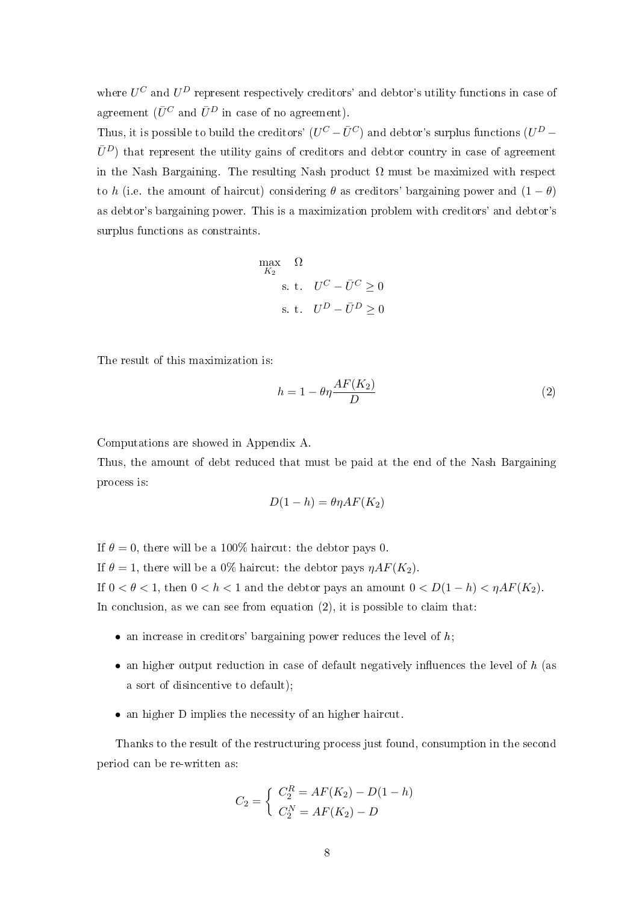where $U^C$ and $U^D$ represent respectively creditors' and debtor's utility functions in case of agreement ($\bar{U}^C$ and $\bar{U}^D$ in case of no agreement).

Thus, it is possible to build the creditors' ($U^C - \bar{U}^C$) and debtor's surplus functions ($U^D - \bar{U}^D$) that represent the utility gains of creditors and debtor country in case of agreement in the Nash Bargaining. The resulting Nash product $\Omega$ must be maximized with respect to $h$ (i.e. the amount of haircut) considering $\theta$ as creditors' bargaining power and $(1-\theta)$ as debtor's bargaining power. This is a maximization problem with creditors' and debtor's surplus functions as constraints.

$$
\begin{aligned}
\max_{K_2} \quad & \Omega \\
\text{s. t.} \quad & U^C - \bar{U}^C \geq 0 \\
\text{s. t.} \quad & U^D - \bar{U}^D \geq 0
\end{aligned}
$$

The result of this maximization is:

$$h = 1 - \theta\eta \frac{AF(K_2)}{D} \tag{2}$$

Computations are showed in Appendix A.

Thus, the amount of debt reduced that must be paid at the end of the Nash Bargaining process is:

$$D(1-h) = \theta\eta AF(K_2)$$

If $\theta = 0$, there will be a 100% haircut: the debtor pays 0.

If $\theta = 1$, there will be a 0% haircut: the debtor pays $\eta AF(K_2)$.

If $0 < \theta < 1$, then $0 < h < 1$ and the debtor pays an amount $0 < D(1-h) < \eta AF(K_2)$.

In conclusion, as we can see from equation (2), it is possible to claim that:

- an increase in creditors' bargaining power reduces the level of $h$;
- an higher output reduction in case of default negatively influences the level of $h$ (as a sort of disincentive to default);
- an higher D implies the necessity of an higher haircut.

Thanks to the result of the restructuring process just found, consumption in the second period can be re-written as:

$$C_2 = \begin{cases} C_2^R = AF(K_2) - D(1-h) \\ C_2^N = AF(K_2) - D \end{cases}$$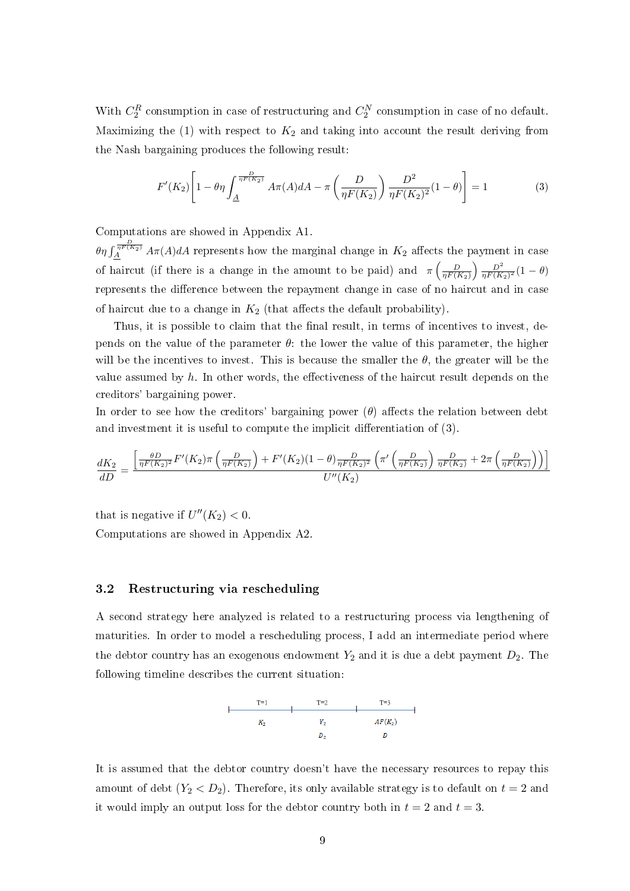With $C_2^R$ consumption in case of restructuring and $C_2^N$ consumption in case of no default. Maximizing the (1) with respect to $K_2$ and taking into account the result deriving from the Nash bargaining produces the following result:

$$F'(K_2)\left[1-\theta\eta\int_{\underline{A}}^{\frac{D}{\eta F(K_2)}} A\pi(A)dA-\pi\left(\frac{D}{\eta F(K_2)}\right)\frac{D^2}{\eta F(K_2)^2}(1-\theta)\right]=1 \tag{3}$$

Computations are showed in Appendix A1.

$\theta\eta\int_{\underline{A}}^{\frac{D}{\eta F(K_2)}} A\pi(A)dA$ represents how the marginal change in $K_2$ affects the payment in case of haircut (if there is a change in the amount to be paid) and $\pi\left(\frac{D}{\eta F(K_2)}\right)\frac{D^2}{\eta F(K_2)^2}(1-\theta)$ represents the difference between the repayment change in case of no haircut and in case of haircut due to a change in $K_2$ (that affects the default probability).

Thus, it is possible to claim that the final result, in terms of incentives to invest, depends on the value of the parameter $\theta$: the lower the value of this parameter, the higher will be the incentives to invest. This is because the smaller the $\theta$, the greater will be the value assumed by $h$. In other words, the effectiveness of the haircut result depends on the creditors' bargaining power.

In order to see how the creditors' bargaining power ($\theta$) affects the relation between debt and investment it is useful to compute the implicit differentiation of (3).

$$\frac{dK_2}{dD}=\frac{\left[\frac{\theta D}{\eta F(K_2)^2}F'(K_2)\pi\left(\frac{D}{\eta F(K_2)}\right)+F'(K_2)(1-\theta)\frac{D}{\eta F(K_2)^2}\left(\pi'\left(\frac{D}{\eta F(K_2)}\right)\frac{D}{\eta F(K_2)}+2\pi\left(\frac{D}{\eta F(K_2)}\right)\right)\right]}{U''(K_2)}$$

that is negative if $U''(K_2)<0$.

Computations are showed in Appendix A2.

### 3.2 Restructuring via rescheduling

A second strategy here analyzed is related to a restructuring process via lengthening of maturities. In order to model a rescheduling process, I add an intermediate period where the debtor country has an exogenous endowment $Y_2$ and it is due a debt payment $D_2$. The following timeline describes the current situation:

| T=1 | T=2 | T=3 |
|---|---|---|
| $K_2$ | $Y_2$ | $AF(K_2)$ |
| | $D_2$ | $D$ |

It is assumed that the debtor country doesn't have the necessary resources to repay this amount of debt ($Y_2 < D_2$). Therefore, its only available strategy is to default on $t=2$ and it would imply an output loss for the debtor country both in $t=2$ and $t=3$.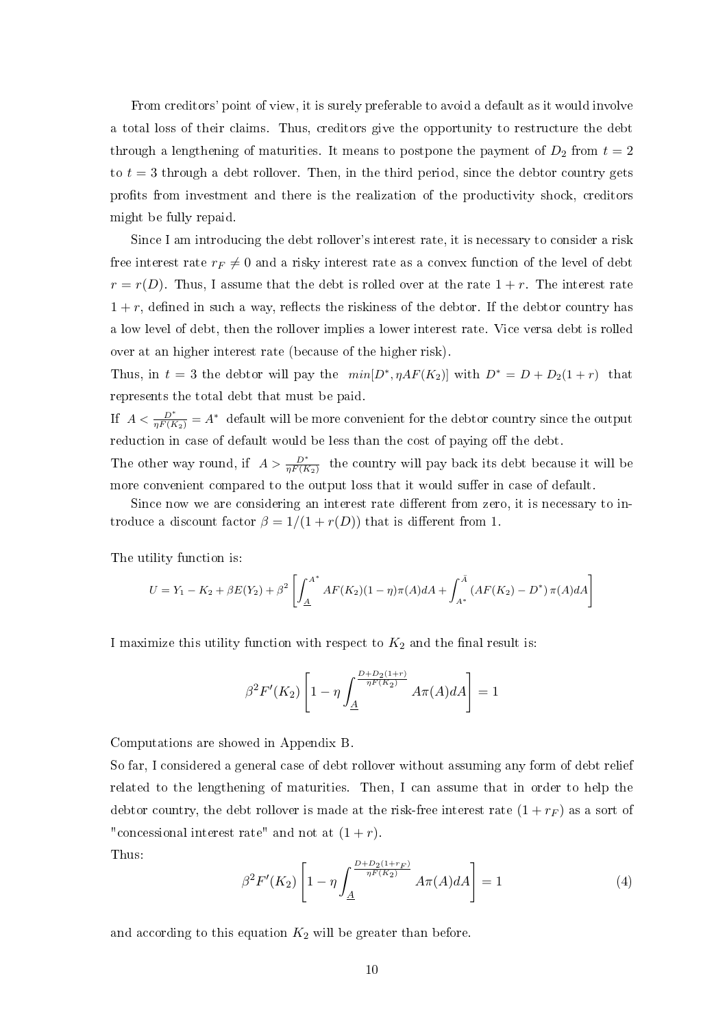From creditors' point of view, it is surely preferable to avoid a default as it would involve a total loss of their claims. Thus, creditors give the opportunity to restructure the debt through a lengthening of maturities. It means to postpone the payment of $D_2$ from $t = 2$ to $t = 3$ through a debt rollover. Then, in the third period, since the debtor country gets profits from investment and there is the realization of the productivity shock, creditors might be fully repaid.

Since I am introducing the debt rollover's interest rate, it is necessary to consider a risk free interest rate $r_F \neq 0$ and a risky interest rate as a convex function of the level of debt $r = r(D)$. Thus, I assume that the debt is rolled over at the rate $1 + r$. The interest rate $1 + r$, defined in such a way, reflects the riskiness of the debtor. If the debtor country has a low level of debt, then the rollover implies a lower interest rate. Vice versa debt is rolled over at an higher interest rate (because of the higher risk).

Thus, in $t = 3$ the debtor will pay the $min[D^*, \eta AF(K_2)]$ with $D^* = D + D_2(1 + r)$ that represents the total debt that must be paid.

If $A < \frac{D^*}{\eta F(K_2)} = A^*$ default will be more convenient for the debtor country since the output reduction in case of default would be less than the cost of paying off the debt.

The other way round, if $A > \frac{D^*}{\eta F(K_2)}$ the country will pay back its debt because it will be more convenient compared to the output loss that it would suffer in case of default.

Since now we are considering an interest rate different from zero, it is necessary to introduce a discount factor $\beta = 1/(1 + r(D))$ that is different from 1.

The utility function is:

$$U = Y_1 - K_2 + \beta E(Y_2) + \beta^2 \left[ \int_{\underline{A}}^{A^*} AF(K_2)(1-\eta)\pi(A)dA + \int_{A^*}^{\bar{A}} (AF(K_2) - D^*)\pi(A)dA \right]$$

I maximize this utility function with respect to $K_2$ and the final result is:

$$\beta^2 F'(K_2) \left[ 1 - \eta \int_{\underline{A}}^{\frac{D+D_2(1+r)}{\eta F(K_2)}} A\pi(A)dA \right] = 1$$

Computations are showed in Appendix B.

So far, I considered a general case of debt rollover without assuming any form of debt relief related to the lengthening of maturities. Then, I can assume that in order to help the debtor country, the debt rollover is made at the risk-free interest rate $(1 + r_F)$ as a sort of "concessional interest rate" and not at $(1 + r)$.

Thus:

$$\beta^2 F'(K_2) \left[ 1 - \eta \int_{\underline{A}}^{\frac{D+D_2(1+r_F)}{\eta F(K_2)}} A\pi(A)dA \right] = 1 \tag{4}$$

and according to this equation $K_2$ will be greater than before.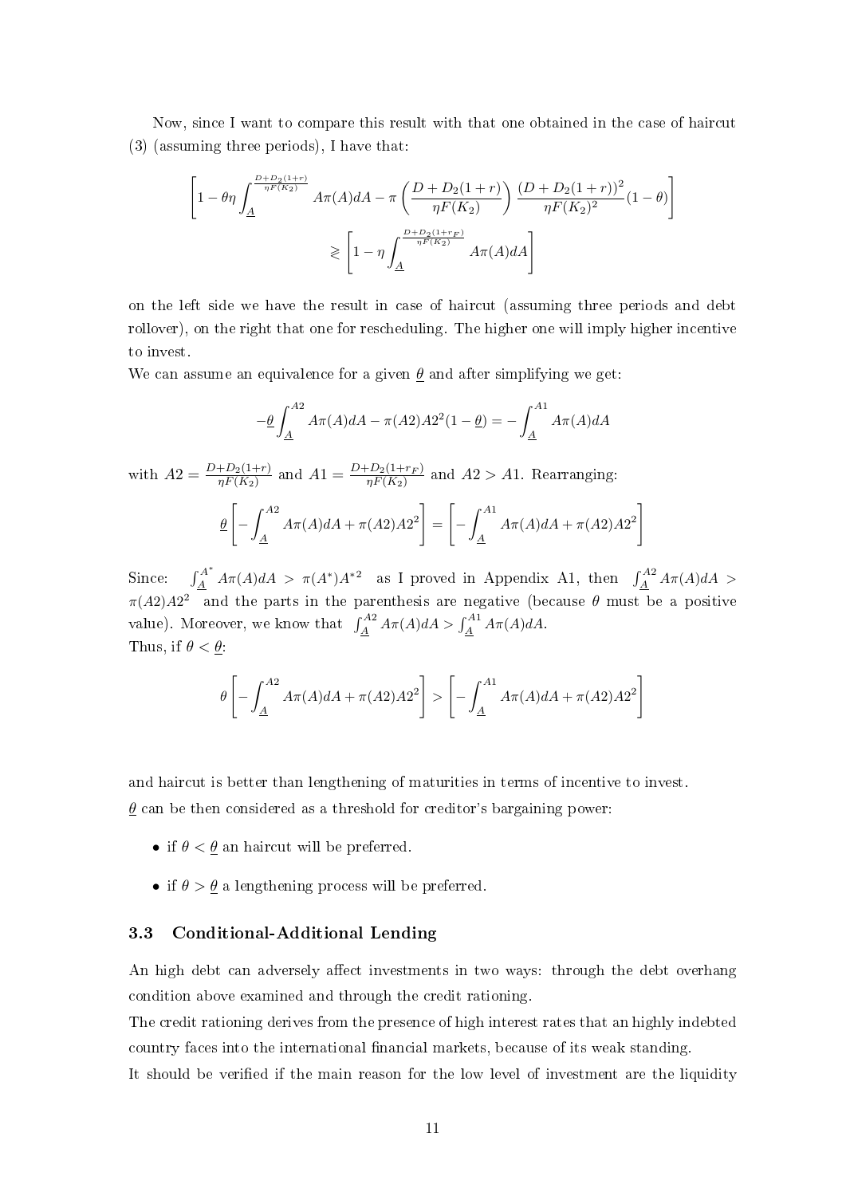Now, since I want to compare this result with that one obtained in the case of haircut (3) (assuming three periods), I have that:

$$\left[1 - \theta\eta \int_{\underline{A}}^{\frac{D+D_2(1+r)}{\eta F(K_2)}} A\pi(A)dA - \pi\left(\frac{D+D_2(1+r)}{\eta F(K_2)}\right)\frac{(D+D_2(1+r))^2}{\eta F(K_2)^2}(1-\theta)\right]$$
$$\gtrless \left[1 - \eta \int_{\underline{A}}^{\frac{D+D_2(1+r_F)}{\eta F(K_2)}} A\pi(A)dA\right]$$

on the left side we have the result in case of haircut (assuming three periods and debt rollover), on the right that one for rescheduling. The higher one will imply higher incentive to invest.

We can assume an equivalence for a given $\underline{\theta}$ and after simplifying we get:

$$-\underline{\theta}\int_{\underline{A}}^{A2} A\pi(A)dA - \pi(A2)A2^2(1-\underline{\theta}) = -\int_{\underline{A}}^{A1} A\pi(A)dA$$

with $A2 = \frac{D+D_2(1+r)}{\eta F(K_2)}$ and $A1 = \frac{D+D_2(1+r_F)}{\eta F(K_2)}$ and $A2 > A1$. Rearranging:

$$\underline{\theta}\left[-\int_{\underline{A}}^{A2} A\pi(A)dA + \pi(A2)A2^2\right] = \left[-\int_{\underline{A}}^{A1} A\pi(A)dA + \pi(A2)A2^2\right]$$

Since: $\int_{\underline{A}}^{A^*} A\pi(A)dA > \pi(A^*)A^{*2}$ as I proved in Appendix A1, then $\int_{\underline{A}}^{A2} A\pi(A)dA > \pi(A2)A2^2$ and the parts in the parenthesis are negative (because $\theta$ must be a positive value). Moreover, we know that $\int_{\underline{A}}^{A2} A\pi(A)dA > \int_{\underline{A}}^{A1} A\pi(A)dA$.

Thus, if $\theta < \underline{\theta}$:

$$\theta\left[-\int_{\underline{A}}^{A2} A\pi(A)dA + \pi(A2)A2^2\right] > \left[-\int_{\underline{A}}^{A1} A\pi(A)dA + \pi(A2)A2^2\right]$$

and haircut is better than lengthening of maturities in terms of incentive to invest.

$\underline{\theta}$ can be then considered as a threshold for creditor's bargaining power:

- if $\theta < \underline{\theta}$ an haircut will be preferred.
- if $\theta > \underline{\theta}$ a lengthening process will be preferred.

### 3.3 Conditional-Additional Lending

An high debt can adversely affect investments in two ways: through the debt overhang condition above examined and through the credit rationing.

The credit rationing derives from the presence of high interest rates that an highly indebted country faces into the international financial markets, because of its weak standing.

It should be verified if the main reason for the low level of investment are the liquidity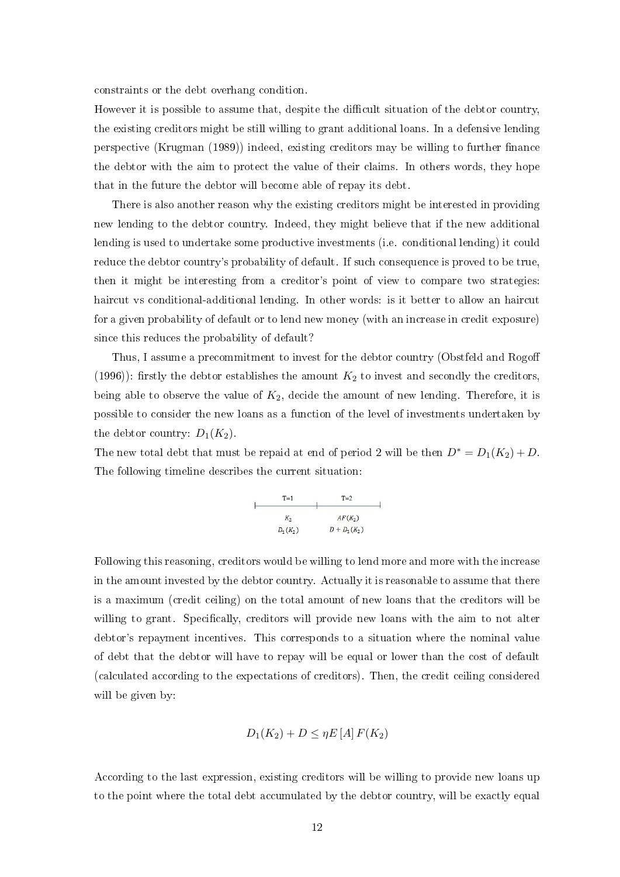constraints or the debt overhang condition.

However it is possible to assume that, despite the difficult situation of the debtor country, the existing creditors might be still willing to grant additional loans. In a defensive lending perspective (Krugman (1989)) indeed, existing creditors may be willing to further finance the debtor with the aim to protect the value of their claims. In others words, they hope that in the future the debtor will become able of repay its debt.

There is also another reason why the existing creditors might be interested in providing new lending to the debtor country. Indeed, they might believe that if the new additional lending is used to undertake some productive investments (i.e. conditional lending) it could reduce the debtor country's probability of default. If such consequence is proved to be true, then it might be interesting from a creditor's point of view to compare two strategies: haircut vs conditional-additional lending. In other words: is it better to allow an haircut for a given probability of default or to lend new money (with an increase in credit exposure) since this reduces the probability of default?

Thus, I assume a precommitment to invest for the debtor country (Obstfeld and Rogoff (1996)): firstly the debtor establishes the amount $K_2$ to invest and secondly the creditors, being able to observe the value of $K_2$, decide the amount of new lending. Therefore, it is possible to consider the new loans as a function of the level of investments undertaken by the debtor country: $D_1(K_2)$.

The new total debt that must be repaid at end of period 2 will be then $D^* = D_1(K_2) + D$. The following timeline describes the current situation:

| T=1 | T=2 |
|---|---|
| $K_2$ | $AF(K_2)$ |
| $D_1(K_2)$ | $D + D_1(K_2)$ |

Following this reasoning, creditors would be willing to lend more and more with the increase in the amount invested by the debtor country. Actually it is reasonable to assume that there is a maximum (credit ceiling) on the total amount of new loans that the creditors will be willing to grant. Specifically, creditors will provide new loans with the aim to not alter debtor's repayment incentives. This corresponds to a situation where the nominal value of debt that the debtor will have to repay will be equal or lower than the cost of default (calculated according to the expectations of creditors). Then, the credit ceiling considered will be given by:

$$D_1(K_2) + D \leq \eta E[A] F(K_2)$$

According to the last expression, existing creditors will be willing to provide new loans up to the point where the total debt accumulated by the debtor country, will be exactly equal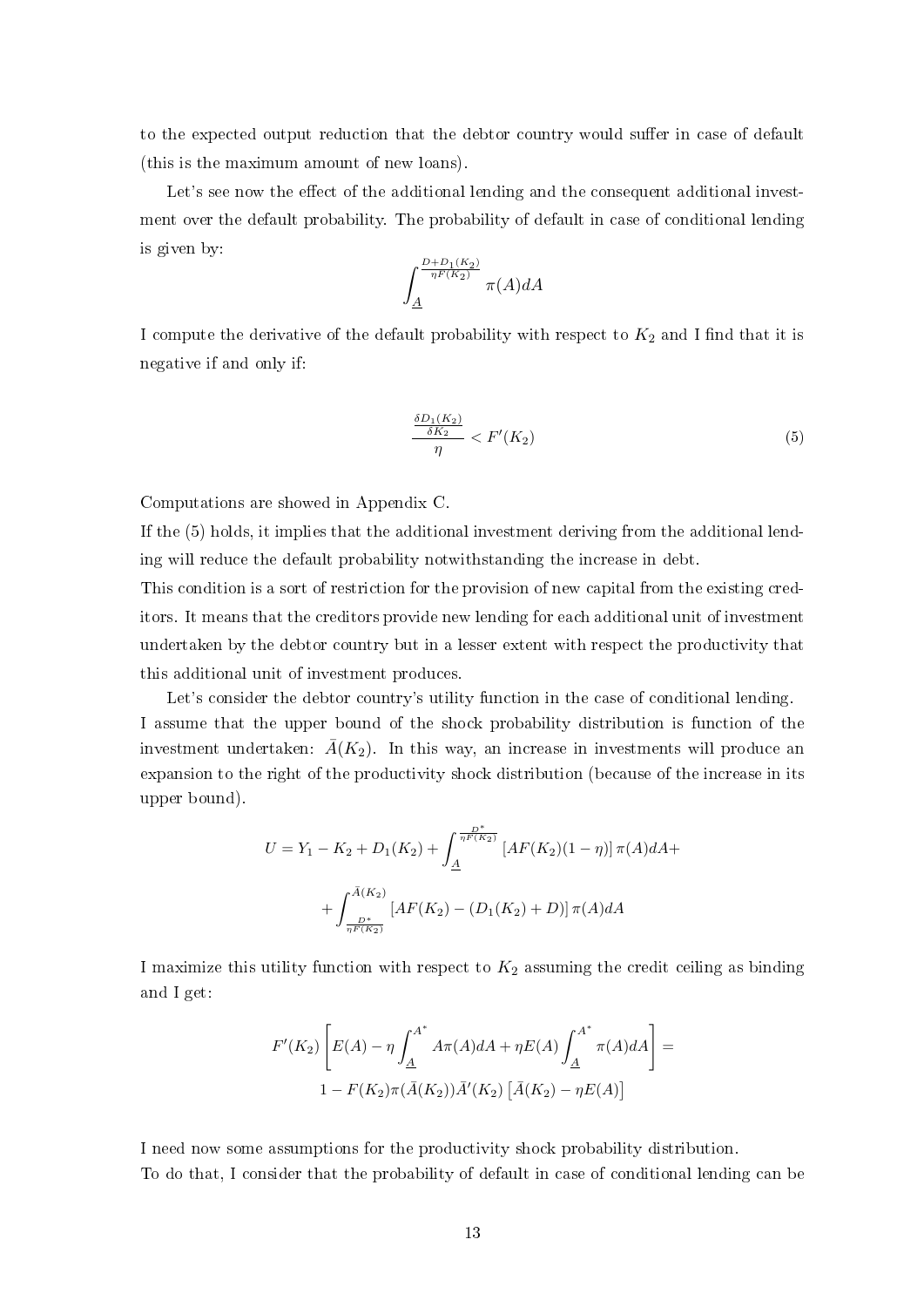to the expected output reduction that the debtor country would suffer in case of default (this is the maximum amount of new loans).

Let's see now the effect of the additional lending and the consequent additional investment over the default probability. The probability of default in case of conditional lending is given by:

$$\int_{\underline{A}}^{\frac{D+D_1(K_2)}{\eta F(K_2)}} \pi(A)dA$$

I compute the derivative of the default probability with respect to $K_2$ and I find that it is negative if and only if:

$$\frac{\frac{\delta D_1(K_2)}{\delta K_2}}{\eta} < F'(K_2) \tag{5}$$

Computations are showed in Appendix C.

If the (5) holds, it implies that the additional investment deriving from the additional lending will reduce the default probability notwithstanding the increase in debt.

This condition is a sort of restriction for the provision of new capital from the existing creditors. It means that the creditors provide new lending for each additional unit of investment undertaken by the debtor country but in a lesser extent with respect the productivity that this additional unit of investment produces.

Let's consider the debtor country's utility function in the case of conditional lending. I assume that the upper bound of the shock probability distribution is function of the investment undertaken: $\bar{A}(K_2)$. In this way, an increase in investments will produce an expansion to the right of the productivity shock distribution (because of the increase in its upper bound).

$$U = Y_1 - K_2 + D_1(K_2) + \int_{\underline{A}}^{\frac{D^*}{\eta F(K_2)}} [AF(K_2)(1-\eta)]\,\pi(A)dA +$$
$$+ \int_{\frac{D^*}{\eta F(K_2)}}^{\bar{A}(K_2)} [AF(K_2) - (D_1(K_2) + D)]\,\pi(A)dA$$

I maximize this utility function with respect to $K_2$ assuming the credit ceiling as binding and I get:

$$F'(K_2)\left[E(A) - \eta\int_{\underline{A}}^{A^*} A\pi(A)dA + \eta E(A)\int_{\underline{A}}^{A^*}\pi(A)dA\right] =$$
$$1 - F(K_2)\pi(\bar{A}(K_2))\bar{A}'(K_2)\left[\bar{A}(K_2) - \eta E(A)\right]$$

I need now some assumptions for the productivity shock probability distribution.

To do that, I consider that the probability of default in case of conditional lending can be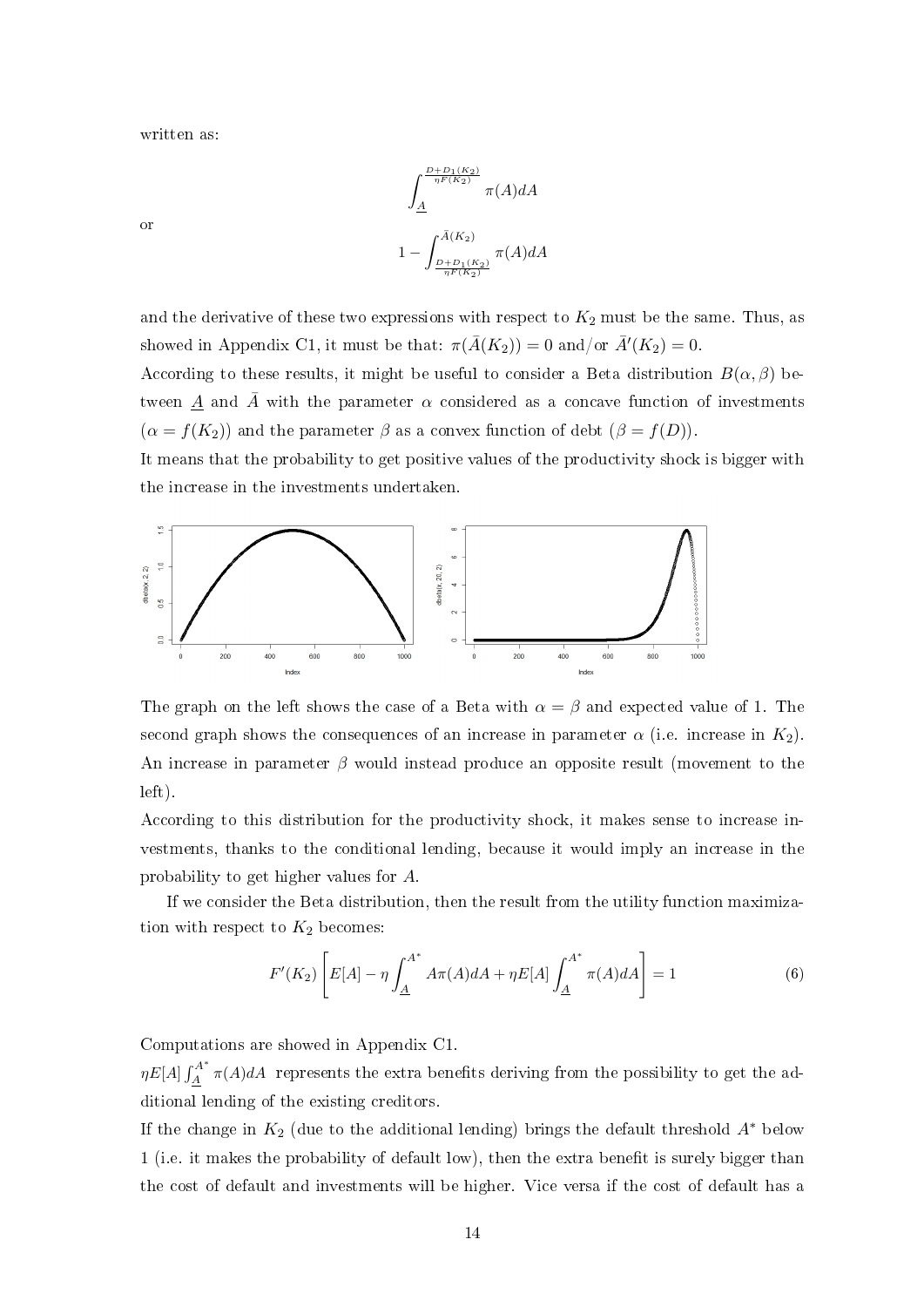written as:

$$\int_{\underline{A}}^{\frac{D+D_1(K_2)}{\eta F(K_2)}} \pi(A)dA$$

or

$$1 - \int_{\frac{D+D_1(K_2)}{\eta F(K_2)}}^{\bar{A}(K_2)} \pi(A)dA$$

and the derivative of these two expressions with respect to $K_2$ must be the same. Thus, as showed in Appendix C1, it must be that: $\pi(\bar{A}(K_2)) = 0$ and/or $\bar{A}'(K_2) = 0$.

According to these results, it might be useful to consider a Beta distribution $B(\alpha, \beta)$ between $\underline{A}$ and $\bar{A}$ with the parameter $\alpha$ considered as a concave function of investments ($\alpha = f(K_2)$) and the parameter $\beta$ as a convex function of debt ($\beta = f(D)$).

It means that the probability to get positive values of the productivity shock is bigger with the increase in the investments undertaken.

The graph on the left shows the case of a Beta with $\alpha = \beta$ and expected value of 1. The second graph shows the consequences of an increase in parameter $\alpha$ (i.e. increase in $K_2$). An increase in parameter $\beta$ would instead produce an opposite result (movement to the left).

According to this distribution for the productivity shock, it makes sense to increase investments, thanks to the conditional lending, because it would imply an increase in the probability to get higher values for $A$.

If we consider the Beta distribution, then the result from the utility function maximization with respect to $K_2$ becomes:

$$F'(K_2)\left[E[A] - \eta \int_{\underline{A}}^{A^*} A\pi(A)dA + \eta E[A] \int_{\underline{A}}^{A^*} \pi(A)dA\right] = 1 \tag{6}$$

Computations are showed in Appendix C1.

$\eta E[A] \int_{\underline{A}}^{A^*} \pi(A)dA$ represents the extra benefits deriving from the possibility to get the additional lending of the existing creditors.

If the change in $K_2$ (due to the additional lending) brings the default threshold $A^*$ below 1 (i.e. it makes the probability of default low), then the extra benefit is surely bigger than the cost of default and investments will be higher. Vice versa if the cost of default has a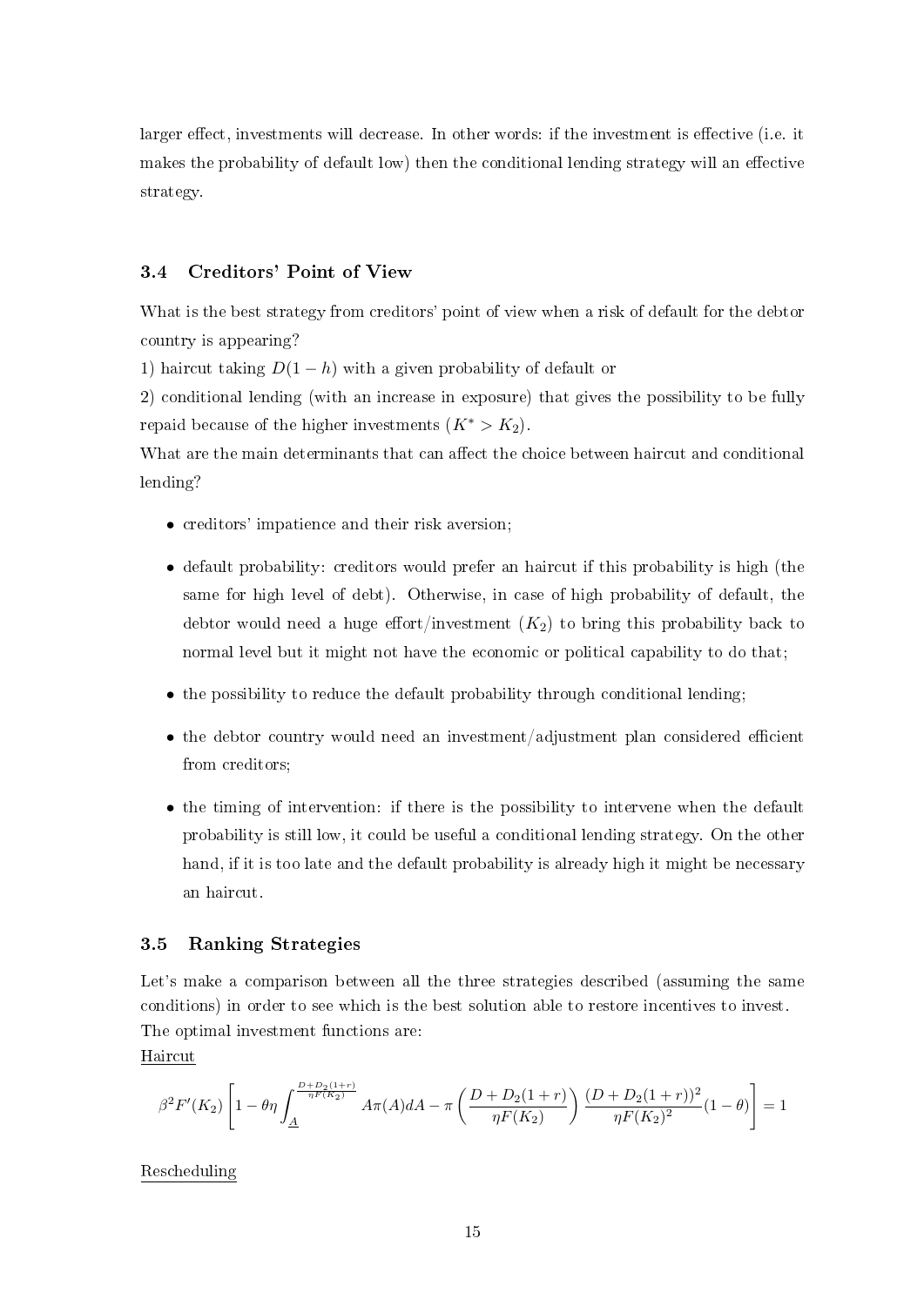larger effect, investments will decrease. In other words: if the investment is effective (i.e. it makes the probability of default low) then the conditional lending strategy will an effective strategy.

### 3.4 Creditors' Point of View

What is the best strategy from creditors' point of view when a risk of default for the debtor country is appearing?

1) haircut taking $D(1-h)$ with a given probability of default or

2) conditional lending (with an increase in exposure) that gives the possibility to be fully repaid because of the higher investments ($K^* > K_2$).

What are the main determinants that can affect the choice between haircut and conditional lending?

- creditors' impatience and their risk aversion;
- default probability: creditors would prefer an haircut if this probability is high (the same for high level of debt). Otherwise, in case of high probability of default, the debtor would need a huge effort/investment ($K_2$) to bring this probability back to normal level but it might not have the economic or political capability to do that;
- the possibility to reduce the default probability through conditional lending;
- the debtor country would need an investment/adjustment plan considered efficient from creditors;
- the timing of intervention: if there is the possibility to intervene when the default probability is still low, it could be useful a conditional lending strategy. On the other hand, if it is too late and the default probability is already high it might be necessary an haircut.

### 3.5 Ranking Strategies

Let's make a comparison between all the three strategies described (assuming the same conditions) in order to see which is the best solution able to restore incentives to invest.

The optimal investment functions are:

Haircut

$$\beta^2 F'(K_2)\left[1-\theta\eta\int_{\underline{A}}^{\frac{D+D_2(1+r)}{\eta F(K_2)}} A\pi(A)dA-\pi\left(\frac{D+D_2(1+r)}{\eta F(K_2)}\right)\frac{(D+D_2(1+r))^2}{\eta F(K_2)^2}(1-\theta)\right]=1$$

Rescheduling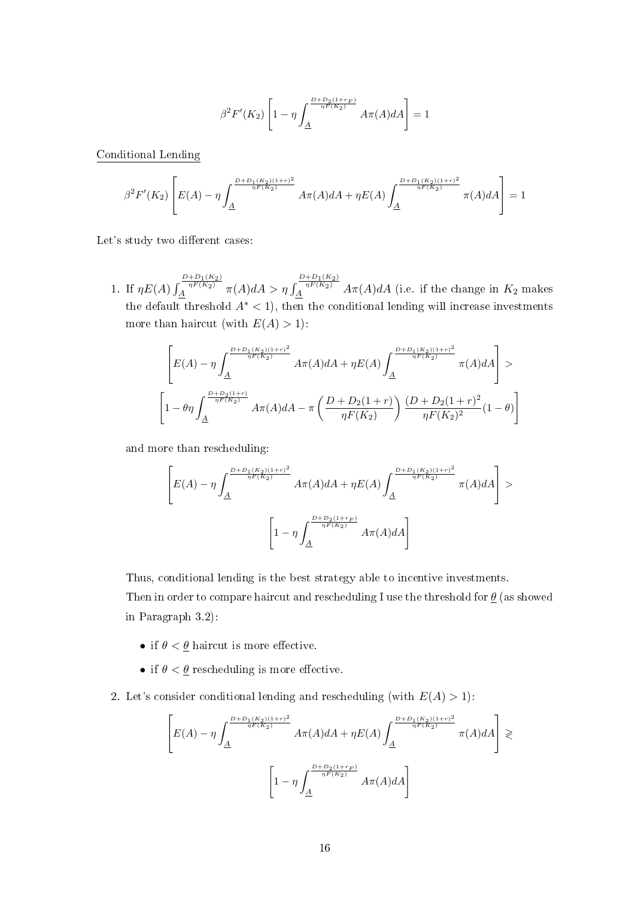$$\beta^2 F'(K_2)\left[1-\eta\int_{\underline{A}}^{\frac{D+D_2(1+r_F)}{\eta F(K_2)}} A\pi(A)dA\right]=1$$

Conditional Lending

$$\beta^2 F'(K_2)\left[E(A)-\eta\int_{\underline{A}}^{\frac{D+D_1(K_2)(1+r)^2}{\eta F(K_2)}} A\pi(A)dA+\eta E(A)\int_{\underline{A}}^{\frac{D+D_1(K_2)(1+r)^2}{\eta F(K_2)}} \pi(A)dA\right]=1$$

Let's study two different cases:

1. If $\eta E(A)\int_{\underline{A}}^{\frac{D+D_1(K_2)}{\eta F(K_2)}} \pi(A)dA > \eta\int_{\underline{A}}^{\frac{D+D_1(K_2)}{\eta F(K_2)}} A\pi(A)dA$ (i.e. if the change in $K_2$ makes the default threshold $A^* < 1$), then the conditional lending will increase investments more than haircut (with $E(A) > 1$):

$$\left[E(A)-\eta\int_{\underline{A}}^{\frac{D+D_1(K_2)(1+r)^2}{\eta F(K_2)}} A\pi(A)dA+\eta E(A)\int_{\underline{A}}^{\frac{D+D_1(K_2)(1+r)^2}{\eta F(K_2)}} \pi(A)dA\right]>$$

$$\left[1-\theta\eta\int_{\underline{A}}^{\frac{D+D_2(1+r)}{\eta F(K_2)}} A\pi(A)dA-\pi\left(\frac{D+D_2(1+r)}{\eta F(K_2)}\right)\frac{(D+D_2(1+r)^2}{\eta F(K_2)^2}(1-\theta)\right]$$

   and more than rescheduling:

$$\left[E(A)-\eta\int_{\underline{A}}^{\frac{D+D_1(K_2)(1+r)^2}{\eta F(K_2)}} A\pi(A)dA+\eta E(A)\int_{\underline{A}}^{\frac{D+D_1(K_2)(1+r)^2}{\eta F(K_2)}} \pi(A)dA\right]>$$

$$\left[1-\eta\int_{\underline{A}}^{\frac{D+D_2(1+r_F)}{\eta F(K_2)}} A\pi(A)dA\right]$$

   Thus, conditional lending is the best strategy able to incentive investments.
   Then in order to compare haircut and rescheduling I use the threshold for $\underline{\theta}$ (as showed in Paragraph 3.2):

   - if $\theta < \underline{\theta}$ haircut is more effective.
   - if $\theta < \underline{\theta}$ rescheduling is more effective.

2. Let's consider conditional lending and rescheduling (with $E(A) > 1$):

$$\left[E(A)-\eta\int_{\underline{A}}^{\frac{D+D_1(K_2)(1+r)^2}{\eta F(K_2)}} A\pi(A)dA+\eta E(A)\int_{\underline{A}}^{\frac{D+D_1(K_2)(1+r)^2}{\eta F(K_2)}} \pi(A)dA\right]\gtrless$$

$$\left[1-\eta\int_{\underline{A}}^{\frac{D+D_2(1+r_F)}{\eta F(K_2)}} A\pi(A)dA\right]$$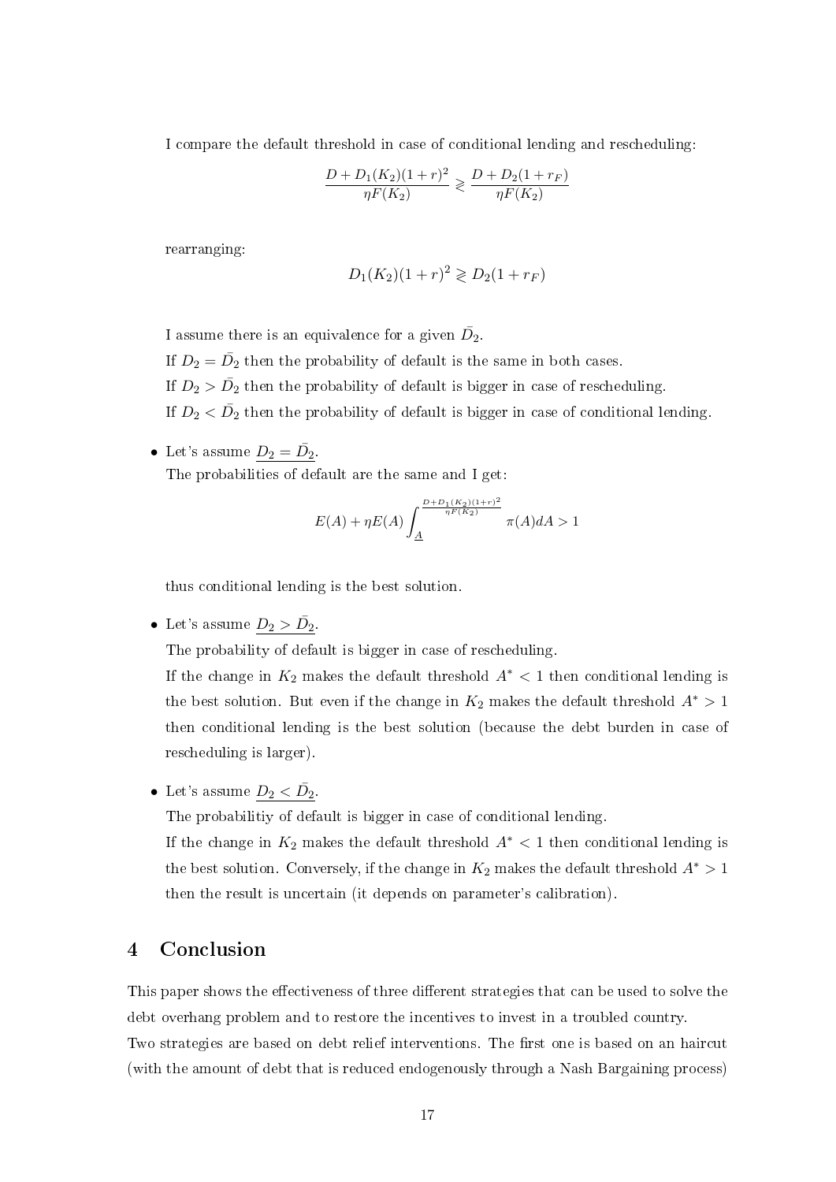I compare the default threshold in case of conditional lending and rescheduling:

$$\frac{D + D_1(K_2)(1+r)^2}{\eta F(K_2)} \gtrless \frac{D + D_2(1+r_F)}{\eta F(K_2)}$$

rearranging:

$$D_1(K_2)(1+r)^2 \gtrless D_2(1+r_F)$$

I assume there is an equivalence for a given $\bar{D}_2$.
If $D_2 = \bar{D}_2$ then the probability of default is the same in both cases.
If $D_2 > \bar{D}_2$ then the probability of default is bigger in case of rescheduling.
If $D_2 < \bar{D}_2$ then the probability of default is bigger in case of conditional lending.

- Let's assume $\underline{D_2 = \bar{D}_2}$.
  The probabilities of default are the same and I get:

$$E(A) + \eta E(A) \int_{\underline{A}}^{\frac{D + D_1(K_2)(1+r)^2}{\eta F(K_2)}} \pi(A) dA > 1$$

  thus conditional lending is the best solution.

- Let's assume $\underline{D_2 > \bar{D}_2}$.
  The probability of default is bigger in case of rescheduling.
  If the change in $K_2$ makes the default threshold $A^* < 1$ then conditional lending is the best solution. But even if the change in $K_2$ makes the default threshold $A^* > 1$ then conditional lending is the best solution (because the debt burden in case of rescheduling is larger).

- Let's assume $\underline{D_2 < \bar{D}_2}$.
  The probabilitiy of default is bigger in case of conditional lending.
  If the change in $K_2$ makes the default threshold $A^* < 1$ then conditional lending is the best solution. Conversely, if the change in $K_2$ makes the default threshold $A^* > 1$ then the result is uncertain (it depends on parameter's calibration).

## 4 Conclusion

This paper shows the effectiveness of three different strategies that can be used to solve the debt overhang problem and to restore the incentives to invest in a troubled country.
Two strategies are based on debt relief interventions. The first one is based on an haircut (with the amount of debt that is reduced endogenously through a Nash Bargaining process)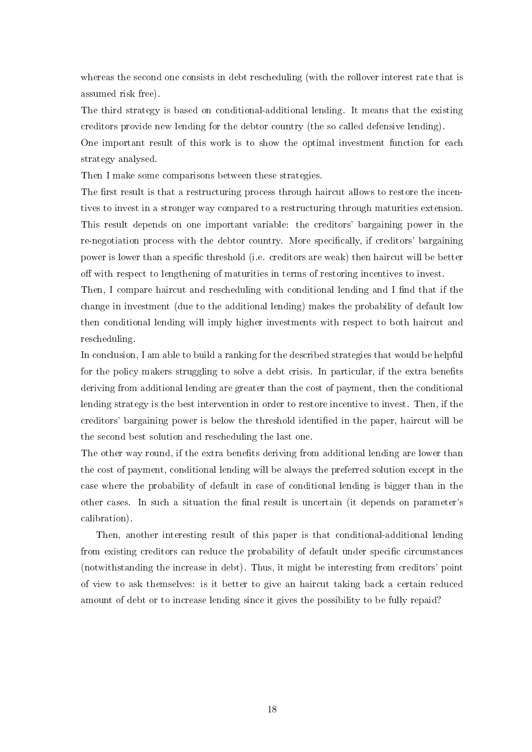whereas the second one consists in debt rescheduling (with the rollover interest rate that is assumed risk free).

The third strategy is based on conditional-additional lending. It means that the existing creditors provide new lending for the debtor country (the so called defensive lending).

One important result of this work is to show the optimal investment function for each strategy analysed.

Then I make some comparisons between these strategies.

The first result is that a restructuring process through haircut allows to restore the incentives to invest in a stronger way compared to a restructuring through maturities extension. This result depends on one important variable: the creditors' bargaining power in the re-negotiation process with the debtor country. More specifically, if creditors' bargaining power is lower than a specific threshold (i.e. creditors are weak) then haircut will be better off with respect to lengthening of maturities in terms of restoring incentives to invest.

Then, I compare haircut and rescheduling with conditional lending and I find that if the change in investment (due to the additional lending) makes the probability of default low then conditional lending will imply higher investments with respect to both haircut and rescheduling.

In conclusion, I am able to build a ranking for the described strategies that would be helpful for the policy makers struggling to solve a debt crisis. In particular, if the extra benefits deriving from additional lending are greater than the cost of payment, then the conditional lending strategy is the best intervention in order to restore incentive to invest. Then, if the creditors' bargaining power is below the threshold identified in the paper, haircut will be the second best solution and rescheduling the last one.

The other way round, if the extra benefits deriving from additional lending are lower than the cost of payment, conditional lending will be always the preferred solution except in the case where the probability of default in case of conditional lending is bigger than in the other cases. In such a situation the final result is uncertain (it depends on parameter's calibration).

Then, another interesting result of this paper is that conditional-additional lending from existing creditors can reduce the probability of default under specific circumstances (notwithstanding the increase in debt). Thus, it might be interesting from creditors' point of view to ask themselves: is it better to give an haircut taking back a certain reduced amount of debt or to increase lending since it gives the possibility to be fully repaid?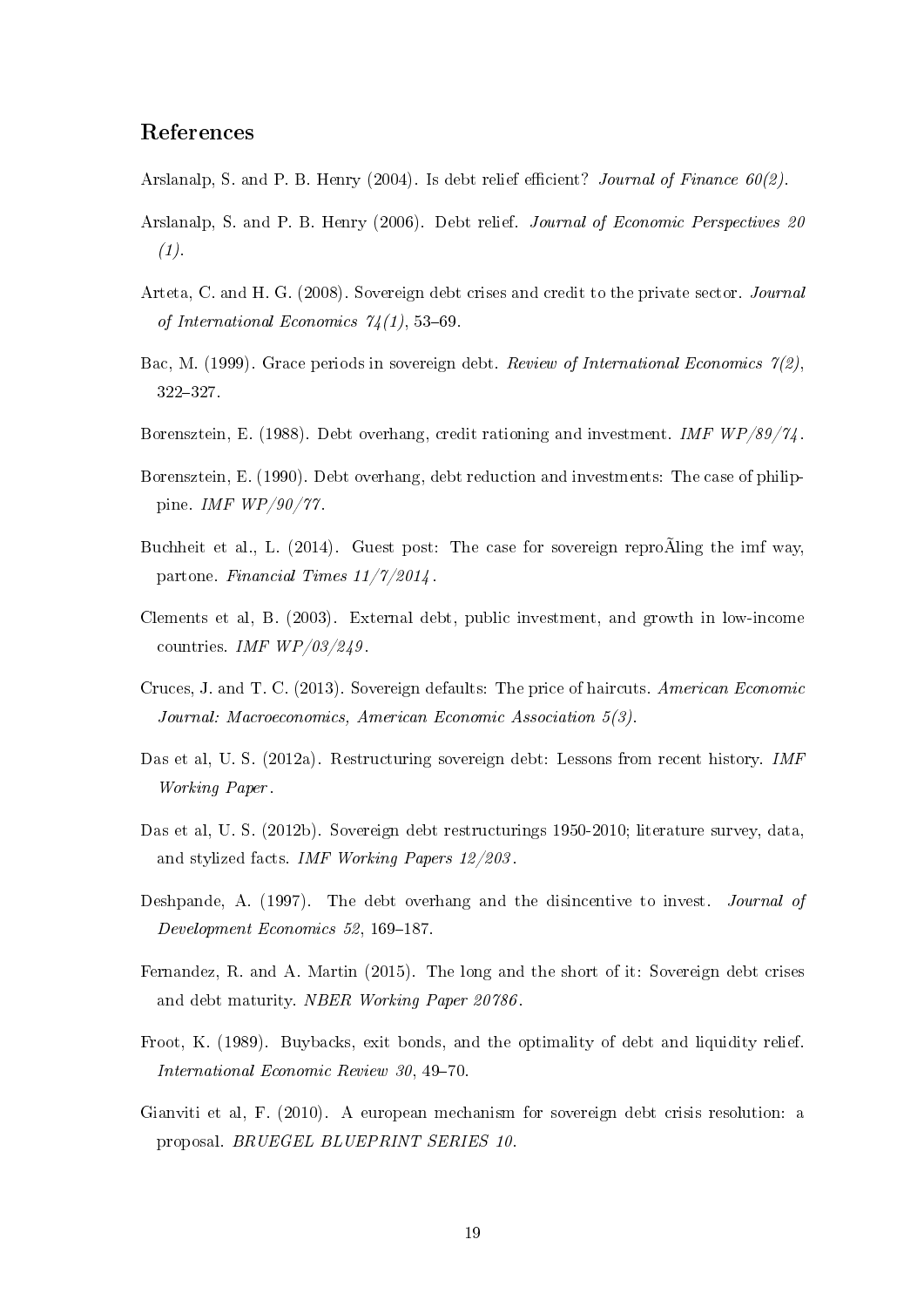## References

Arslanalp, S. and P. B. Henry (2004). Is debt relief efficient? *Journal of Finance 60(2)*.

Arslanalp, S. and P. B. Henry (2006). Debt relief. *Journal of Economic Perspectives 20 (1)*.

Arteta, C. and H. G. (2008). Sovereign debt crises and credit to the private sector. *Journal of International Economics 74(1)*, 53–69.

Bac, M. (1999). Grace periods in sovereign debt. *Review of International Economics 7(2)*, 322–327.

Borensztein, E. (1988). Debt overhang, credit rationing and investment. *IMF WP/89/74*.

Borensztein, E. (1990). Debt overhang, debt reduction and investments: The case of philippine. *IMF WP/90/77*.

Buchheit et al., L. (2014). Guest post: The case for sovereign reproÃling the imf way, partone. *Financial Times 11/7/2014*.

Clements et al, B. (2003). External debt, public investment, and growth in low-income countries. *IMF WP/03/249*.

Cruces, J. and T. C. (2013). Sovereign defaults: The price of haircuts. *American Economic Journal: Macroeconomics, American Economic Association 5(3)*.

Das et al, U. S. (2012a). Restructuring sovereign debt: Lessons from recent history. *IMF Working Paper*.

Das et al, U. S. (2012b). Sovereign debt restructurings 1950-2010; literature survey, data, and stylized facts. *IMF Working Papers 12/203*.

Deshpande, A. (1997). The debt overhang and the disincentive to invest. *Journal of Development Economics 52*, 169–187.

Fernandez, R. and A. Martin (2015). The long and the short of it: Sovereign debt crises and debt maturity. *NBER Working Paper 20786*.

Froot, K. (1989). Buybacks, exit bonds, and the optimality of debt and liquidity relief. *International Economic Review 30*, 49–70.

Gianviti et al, F. (2010). A european mechanism for sovereign debt crisis resolution: a proposal. *BRUEGEL BLUEPRINT SERIES 10*.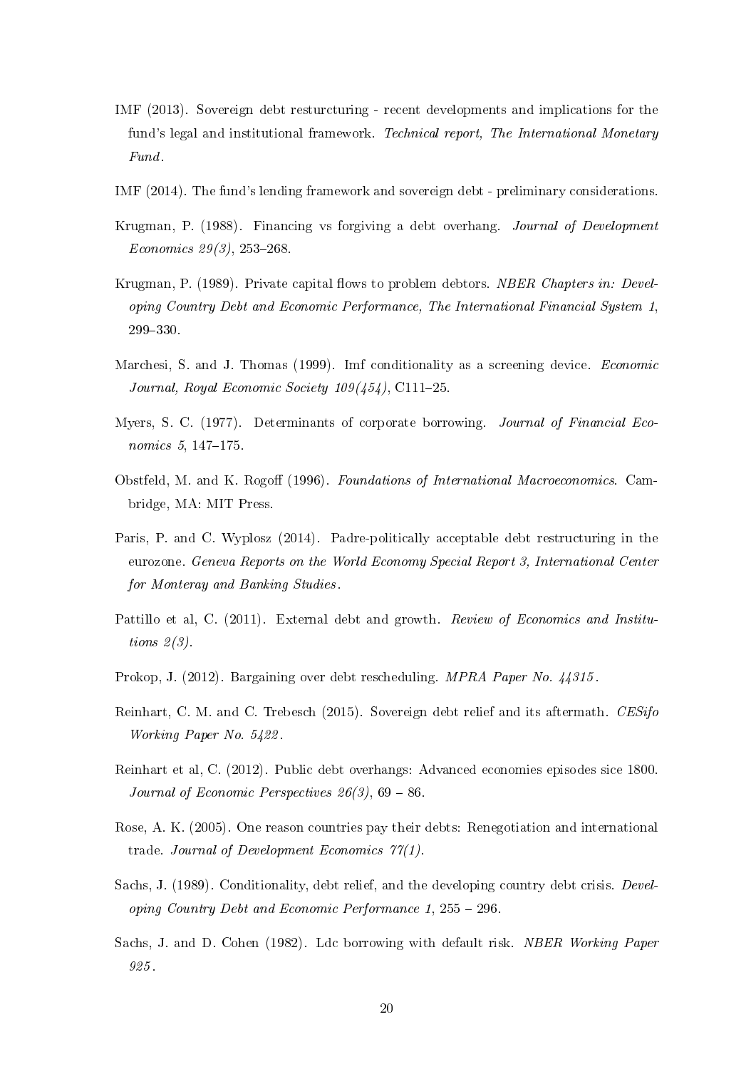IMF (2013). Sovereign debt resturcturing - recent developments and implications for the fund's legal and institutional framework. *Technical report, The International Monetary Fund*.

IMF (2014). The fund's lending framework and sovereign debt - preliminary considerations.

Krugman, P. (1988). Financing vs forgiving a debt overhang. *Journal of Development Economics 29(3)*, 253–268.

Krugman, P. (1989). Private capital flows to problem debtors. *NBER Chapters in: Developing Country Debt and Economic Performance, The International Financial System 1*, 299–330.

Marchesi, S. and J. Thomas (1999). Imf conditionality as a screening device. *Economic Journal, Royal Economic Society 109(454)*, C111–25.

Myers, S. C. (1977). Determinants of corporate borrowing. *Journal of Financial Economics 5*, 147–175.

Obstfeld, M. and K. Rogoff (1996). *Foundations of International Macroeconomics*. Cambridge, MA: MIT Press.

Paris, P. and C. Wyplosz (2014). Padre-politically acceptable debt restructuring in the eurozone. *Geneva Reports on the World Economy Special Report 3, International Center for Monteray and Banking Studies*.

Pattillo et al, C. (2011). External debt and growth. *Review of Economics and Institutions 2(3)*.

Prokop, J. (2012). Bargaining over debt rescheduling. *MPRA Paper No. 44315*.

Reinhart, C. M. and C. Trebesch (2015). Sovereign debt relief and its aftermath. *CESifo Working Paper No. 5422*.

Reinhart et al, C. (2012). Public debt overhangs: Advanced economies episodes sice 1800. *Journal of Economic Perspectives 26(3)*, 69 – 86.

Rose, A. K. (2005). One reason countries pay their debts: Renegotiation and international trade. *Journal of Development Economics 77(1)*.

Sachs, J. (1989). Conditionality, debt relief, and the developing country debt crisis. *Developing Country Debt and Economic Performance 1*, 255 – 296.

Sachs, J. and D. Cohen (1982). Ldc borrowing with default risk. *NBER Working Paper 925*.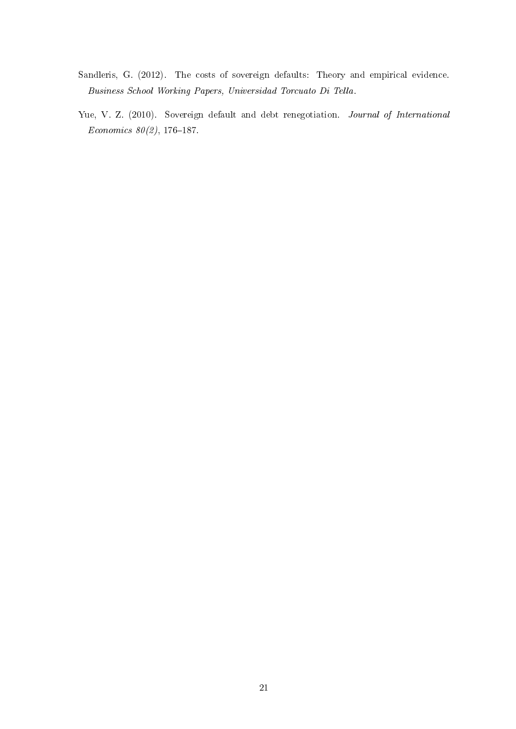Sandleris, G. (2012). The costs of sovereign defaults: Theory and empirical evidence. *Business School Working Papers, Universidad Torcuato Di Tella*.

Yue, V. Z. (2010). Sovereign default and debt renegotiation. *Journal of International Economics 80(2)*, 176–187.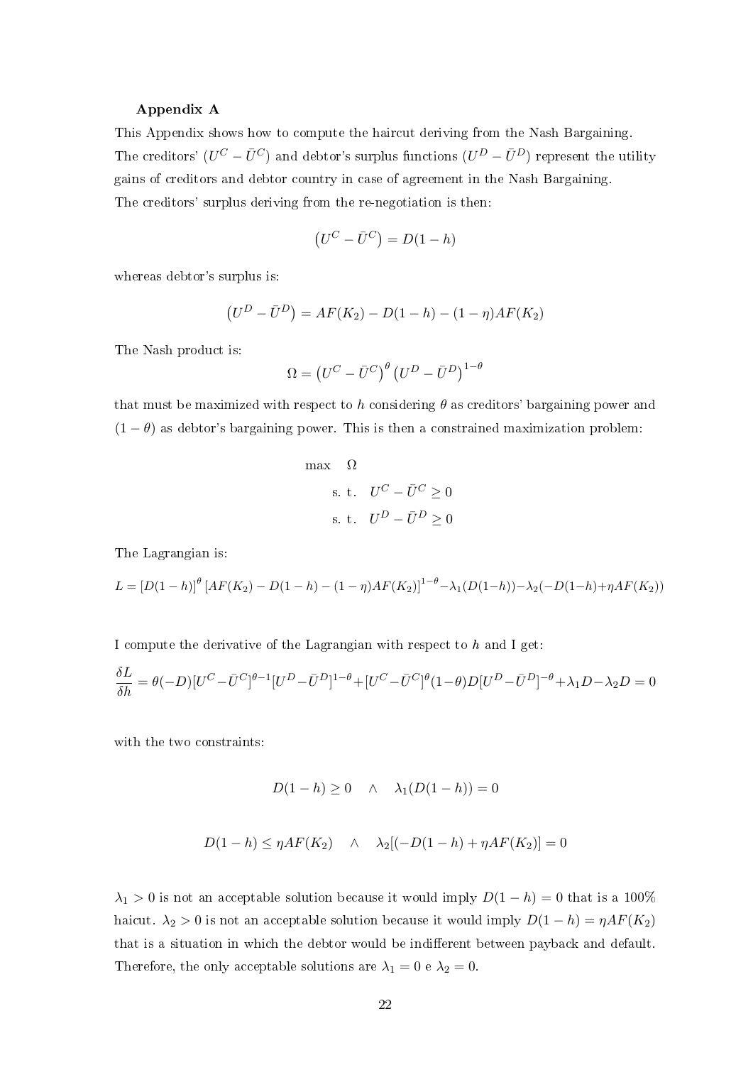**Appendix A**

This Appendix shows how to compute the haircut deriving from the Nash Bargaining. The creditors' $(U^C - \bar{U}^C)$ and debtor's surplus functions $(U^D - \bar{U}^D)$ represent the utility gains of creditors and debtor country in case of agreement in the Nash Bargaining. The creditors' surplus deriving from the re-negotiation is then:

$$\left(U^C - \bar{U}^C\right) = D(1-h)$$

whereas debtor's surplus is:

$$\left(U^D - \bar{U}^D\right) = AF(K_2) - D(1-h) - (1-\eta)AF(K_2)$$

The Nash product is:

$$\Omega = \left(U^C - \bar{U}^C\right)^{\theta}\left(U^D - \bar{U}^D\right)^{1-\theta}$$

that must be maximized with respect to $h$ considering $\theta$ as creditors' bargaining power and $(1-\theta)$ as debtor's bargaining power. This is then a constrained maximization problem:

$$\begin{aligned} \max \quad & \Omega \\ \text{s. t.} \quad & U^C - \bar{U}^C \geq 0 \\ \text{s. t.} \quad & U^D - \bar{U}^D \geq 0 \end{aligned}$$

The Lagrangian is:

$$L = \left[D(1-h)\right]^{\theta}\left[AF(K_2) - D(1-h) - (1-\eta)AF(K_2)\right]^{1-\theta} - \lambda_1(D(1-h)) - \lambda_2(-D(1-h) + \eta AF(K_2))$$

I compute the derivative of the Lagrangian with respect to $h$ and I get:

$$\frac{\delta L}{\delta h} = \theta(-D)[U^C - \bar{U}^C]^{\theta-1}[U^D - \bar{U}^D]^{1-\theta} + [U^C - \bar{U}^C]^{\theta}(1-\theta)D[U^D - \bar{U}^D]^{-\theta} + \lambda_1 D - \lambda_2 D = 0$$

with the two constraints:

$$D(1-h) \geq 0 \quad \wedge \quad \lambda_1(D(1-h)) = 0$$

$$D(1-h) \leq \eta AF(K_2) \quad \wedge \quad \lambda_2[(-D(1-h) + \eta AF(K_2)] = 0$$

$\lambda_1 > 0$ is not an acceptable solution because it would imply $D(1-h) = 0$ that is a 100% haircut. $\lambda_2 > 0$ is not an acceptable solution because it would imply $D(1-h) = \eta AF(K_2)$ that is a situation in which the debtor would be indifferent between payback and default. Therefore, the only acceptable solutions are $\lambda_1 = 0$ e $\lambda_2 = 0$.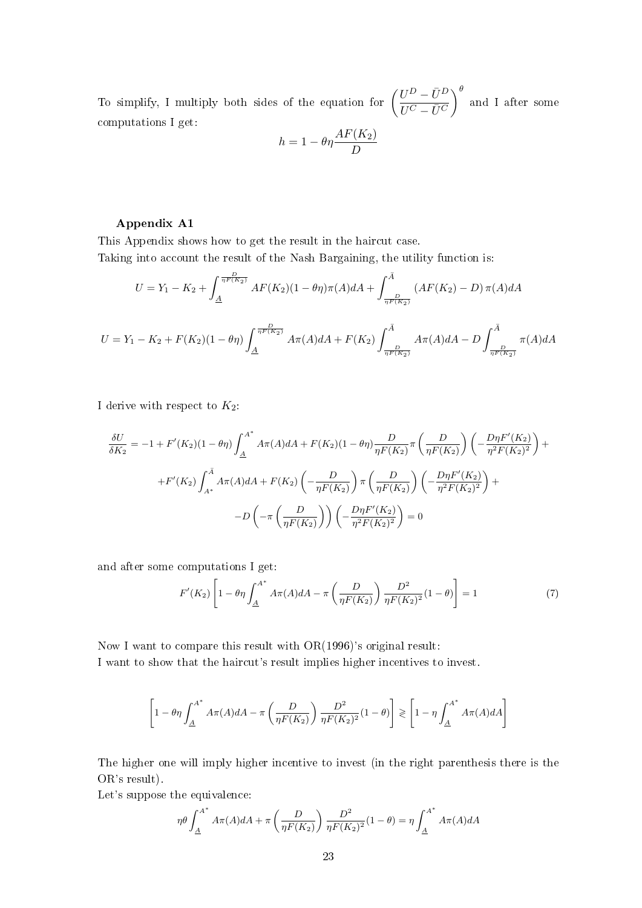To simplify, I multiply both sides of the equation for $\left(\frac{U^D - \bar{U}^D}{U^C - \bar{U}^C}\right)^\theta$ and I after some computations I get:

$$h = 1 - \theta\eta\frac{AF(K_2)}{D}$$

**Appendix A1**

This Appendix shows how to get the result in the haircut case.

Taking into account the result of the Nash Bargaining, the utility function is:

$$U = Y_1 - K_2 + \int_{\underline{A}}^{\frac{D}{\eta F(K_2)}} AF(K_2)(1-\theta\eta)\pi(A)dA + \int_{\frac{D}{\eta F(K_2)}}^{\bar{A}} \left(AF(K_2) - D\right)\pi(A)dA$$

$$U = Y_1 - K_2 + F(K_2)(1-\theta\eta)\int_{\underline{A}}^{\frac{D}{\eta F(K_2)}} A\pi(A)dA + F(K_2)\int_{\frac{D}{\eta F(K_2)}}^{\bar{A}} A\pi(A)dA - D\int_{\frac{D}{\eta F(K_2)}}^{\bar{A}} \pi(A)dA$$

I derive with respect to $K_2$:

$$\frac{\delta U}{\delta K_2} = -1 + F'(K_2)(1-\theta\eta)\int_{\underline{A}}^{A^*} A\pi(A)dA + F(K_2)(1-\theta\eta)\frac{D}{\eta F(K_2)}\pi\left(\frac{D}{\eta F(K_2)}\right)\left(-\frac{D\eta F'(K_2)}{\eta^2 F(K_2)^2}\right) +$$

$$+F'(K_2)\int_{A^*}^{\bar{A}} A\pi(A)dA + F(K_2)\left(-\frac{D}{\eta F(K_2)}\right)\pi\left(\frac{D}{\eta F(K_2)}\right)\left(-\frac{D\eta F'(K_2)}{\eta^2 F(K_2)^2}\right) +$$

$$-D\left(-\pi\left(\frac{D}{\eta F(K_2)}\right)\right)\left(-\frac{D\eta F'(K_2)}{\eta^2 F(K_2)^2}\right) = 0$$

and after some computations I get:

$$F'(K_2)\left[1 - \theta\eta\int_{\underline{A}}^{A^*} A\pi(A)dA - \pi\left(\frac{D}{\eta F(K_2)}\right)\frac{D^2}{\eta F(K_2)^2}(1-\theta)\right] = 1 \tag{7}$$

Now I want to compare this result with OR(1996)'s original result:

I want to show that the haircut's result implies higher incentives to invest.

$$\left[1 - \theta\eta\int_{\underline{A}}^{A^*} A\pi(A)dA - \pi\left(\frac{D}{\eta F(K_2)}\right)\frac{D^2}{\eta F(K_2)^2}(1-\theta)\right] \gtrless \left[1 - \eta\int_{\underline{A}}^{A^*} A\pi(A)dA\right]$$

The higher one will imply higher incentive to invest (in the right parenthesis there is the OR's result).

Let's suppose the equivalence:

$$\eta\theta\int_{\underline{A}}^{A^*} A\pi(A)dA + \pi\left(\frac{D}{\eta F(K_2)}\right)\frac{D^2}{\eta F(K_2)^2}(1-\theta) = \eta\int_{\underline{A}}^{A^*} A\pi(A)dA$$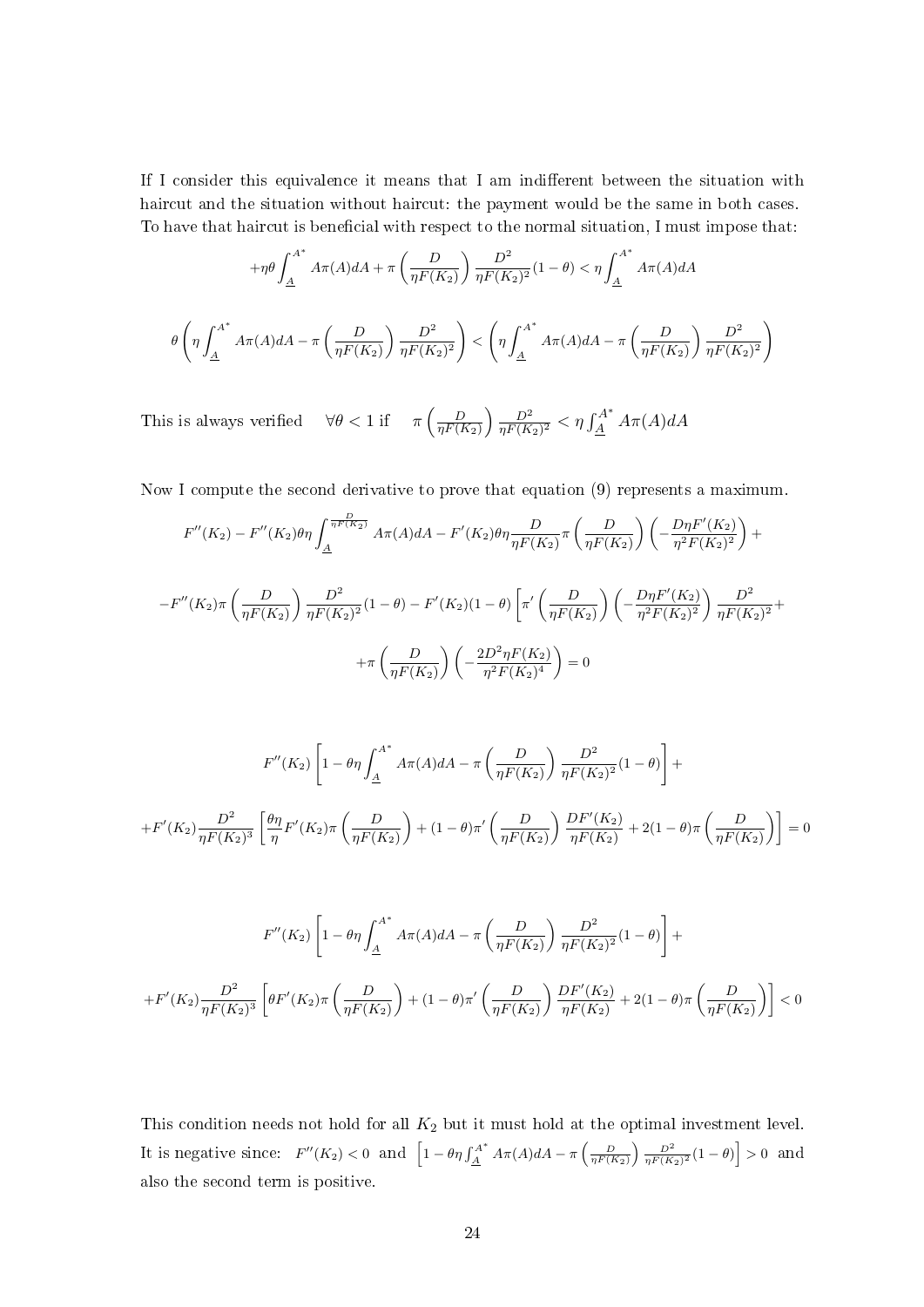If I consider this equivalence it means that I am indifferent between the situation with haircut and the situation without haircut: the payment would be the same in both cases. To have that haircut is beneficial with respect to the normal situation, I must impose that:

$$+\eta\theta\int_{\underline{A}}^{A^*} A\pi(A)dA + \pi\left(\frac{D}{\eta F(K_2)}\right)\frac{D^2}{\eta F(K_2)^2}(1-\theta) < \eta\int_{\underline{A}}^{A^*} A\pi(A)dA$$

$$\theta\left(\eta\int_{\underline{A}}^{A^*} A\pi(A)dA - \pi\left(\frac{D}{\eta F(K_2)}\right)\frac{D^2}{\eta F(K_2)^2}\right) < \left(\eta\int_{\underline{A}}^{A^*} A\pi(A)dA - \pi\left(\frac{D}{\eta F(K_2)}\right)\frac{D^2}{\eta F(K_2)^2}\right)$$

This is always verified $\quad \forall\theta < 1$ if $\quad \pi\left(\frac{D}{\eta F(K_2)}\right)\frac{D^2}{\eta F(K_2)^2} < \eta\int_{\underline{A}}^{A^*} A\pi(A)dA$

Now I compute the second derivative to prove that equation (9) represents a maximum.

$$F''(K_2) - F''(K_2)\theta\eta\int_{\underline{A}}^{\frac{D}{\eta F(K_2)}} A\pi(A)dA - F'(K_2)\theta\eta\frac{D}{\eta F(K_2)}\pi\left(\frac{D}{\eta F(K_2)}\right)\left(-\frac{D\eta F'(K_2)}{\eta^2 F(K_2)^2}\right) +$$

$$-F''(K_2)\pi\left(\frac{D}{\eta F(K_2)}\right)\frac{D^2}{\eta F(K_2)^2}(1-\theta) - F'(K_2)(1-\theta)\left[\pi'\left(\frac{D}{\eta F(K_2)}\right)\left(-\frac{D\eta F'(K_2)}{\eta^2 F(K_2)^2}\right)\frac{D^2}{\eta F(K_2)^2} +\right.$$

$$\left. +\pi\left(\frac{D}{\eta F(K_2)}\right)\left(-\frac{2D^2\eta F(K_2)}{\eta^2 F(K_2)^4}\right)\right] = 0$$

$$F''(K_2)\left[1 - \theta\eta\int_{\underline{A}}^{A^*} A\pi(A)dA - \pi\left(\frac{D}{\eta F(K_2)}\right)\frac{D^2}{\eta F(K_2)^2}(1-\theta)\right] +$$

$$+F'(K_2)\frac{D^2}{\eta F(K_2)^3}\left[\frac{\theta\eta}{\eta}F'(K_2)\pi\left(\frac{D}{\eta F(K_2)}\right) + (1-\theta)\pi'\left(\frac{D}{\eta F(K_2)}\right)\frac{DF'(K_2)}{\eta F(K_2)} + 2(1-\theta)\pi\left(\frac{D}{\eta F(K_2)}\right)\right] = 0$$

$$F''(K_2)\left[1 - \theta\eta\int_{\underline{A}}^{A^*} A\pi(A)dA - \pi\left(\frac{D}{\eta F(K_2)}\right)\frac{D^2}{\eta F(K_2)^2}(1-\theta)\right] +$$

$$+F'(K_2)\frac{D^2}{\eta F(K_2)^3}\left[\theta F'(K_2)\pi\left(\frac{D}{\eta F(K_2)}\right) + (1-\theta)\pi'\left(\frac{D}{\eta F(K_2)}\right)\frac{DF'(K_2)}{\eta F(K_2)} + 2(1-\theta)\pi\left(\frac{D}{\eta F(K_2)}\right)\right] < 0$$

This condition needs not hold for all $K_2$ but it must hold at the optimal investment level. It is negative since: $\;F''(K_2) < 0\;$ and $\;\left[1 - \theta\eta\int_{\underline{A}}^{A^*} A\pi(A)dA - \pi\left(\frac{D}{\eta F(K_2)}\right)\frac{D^2}{\eta F(K_2)^2}(1-\theta)\right] > 0\;$ and also the second term is positive.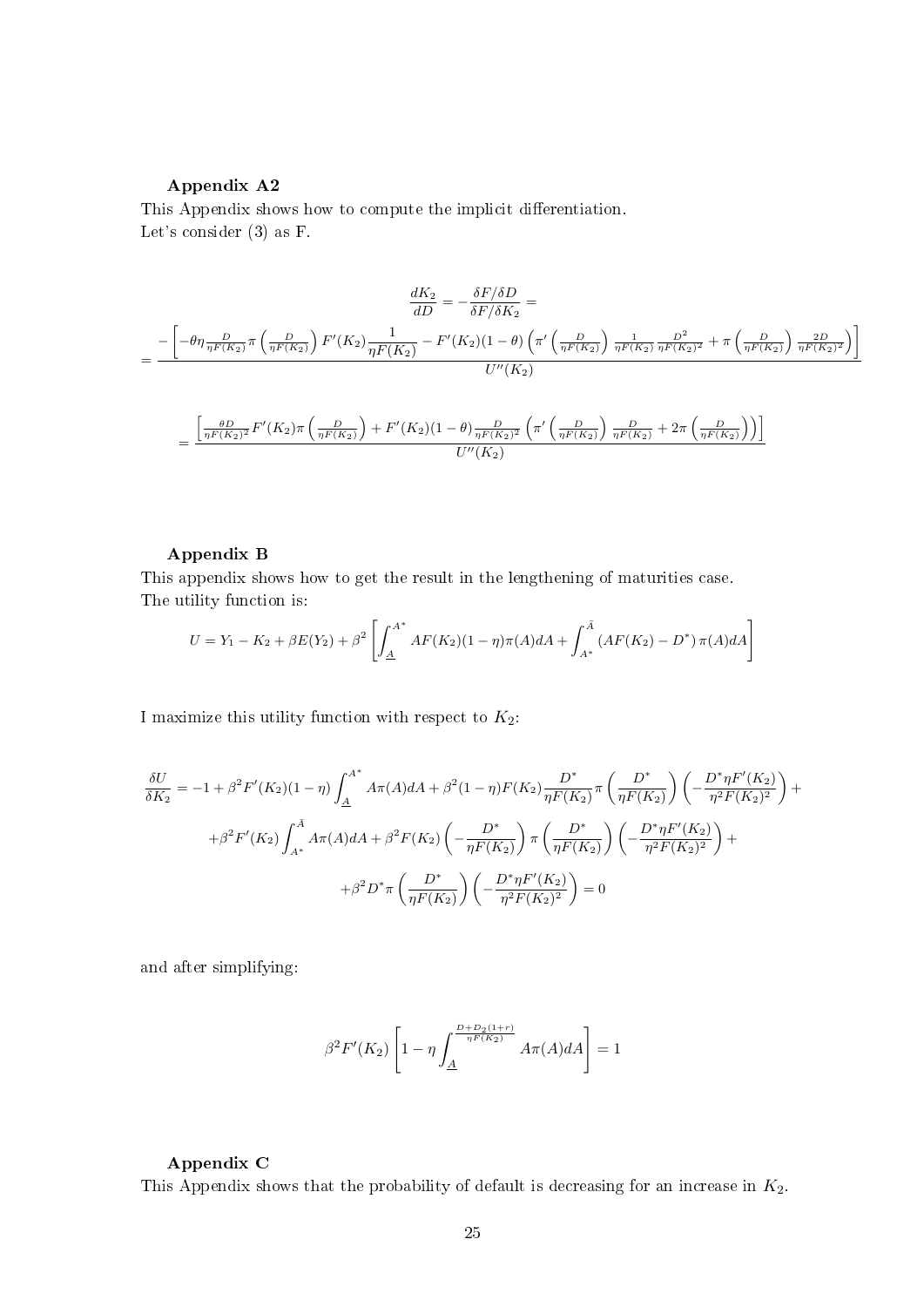**Appendix A2**

This Appendix shows how to compute the implicit differentiation.
Let's consider (3) as F.

$$\frac{dK_2}{dD} = -\frac{\delta F/\delta D}{\delta F/\delta K_2} =$$

$$= \frac{-\left[-\theta\eta \frac{D}{\eta F(K_2)}\pi\left(\frac{D}{\eta F(K_2)}\right)F'(K_2)\frac{1}{\eta F(K_2)} - F'(K_2)(1-\theta)\left(\pi'\left(\frac{D}{\eta F(K_2)}\right)\frac{1}{\eta F(K_2)}\frac{D^2}{\eta F(K_2)^2} + \pi\left(\frac{D}{\eta F(K_2)}\right)\frac{2D}{\eta F(K_2)^2}\right)\right]}{U''(K_2)}$$

$$= \frac{\left[\frac{\theta D}{\eta F(K_2)^2}F'(K_2)\pi\left(\frac{D}{\eta F(K_2)}\right) + F'(K_2)(1-\theta)\frac{D}{\eta F(K_2)^2}\left(\pi'\left(\frac{D}{\eta F(K_2)}\right)\frac{D}{\eta F(K_2)} + 2\pi\left(\frac{D}{\eta F(K_2)}\right)\right)\right]}{U''(K_2)}$$

**Appendix B**

This appendix shows how to get the result in the lengthening of maturities case.
The utility function is:

$$U = Y_1 - K_2 + \beta E(Y_2) + \beta^2\left[\int_{\underline{A}}^{A^*} AF(K_2)(1-\eta)\pi(A)dA + \int_{A^*}^{\bar{A}}\left(AF(K_2) - D^*\right)\pi(A)dA\right]$$

I maximize this utility function with respect to $K_2$:

$$\frac{\delta U}{\delta K_2} = -1 + \beta^2 F'(K_2)(1-\eta)\int_{\underline{A}}^{A^*} A\pi(A)dA + \beta^2(1-\eta)F(K_2)\frac{D^*}{\eta F(K_2)}\pi\left(\frac{D^*}{\eta F(K_2)}\right)\left(-\frac{D^*\eta F'(K_2)}{\eta^2 F(K_2)^2}\right) +$$

$$+\beta^2 F'(K_2)\int_{A^*}^{\bar{A}} A\pi(A)dA + \beta^2 F(K_2)\left(-\frac{D^*}{\eta F(K_2)}\right)\pi\left(\frac{D^*}{\eta F(K_2)}\right)\left(-\frac{D^*\eta F'(K_2)}{\eta^2 F(K_2)^2}\right) +$$

$$+\beta^2 D^*\pi\left(\frac{D^*}{\eta F(K_2)}\right)\left(-\frac{D^*\eta F'(K_2)}{\eta^2 F(K_2)^2}\right) = 0$$

and after simplifying:

$$\beta^2 F'(K_2)\left[1 - \eta\int_{\underline{A}}^{\frac{D+D_2(1+r)}{\eta F(K_2)}} A\pi(A)dA\right] = 1$$

**Appendix C**

This Appendix shows that the probability of default is decreasing for an increase in $K_2$.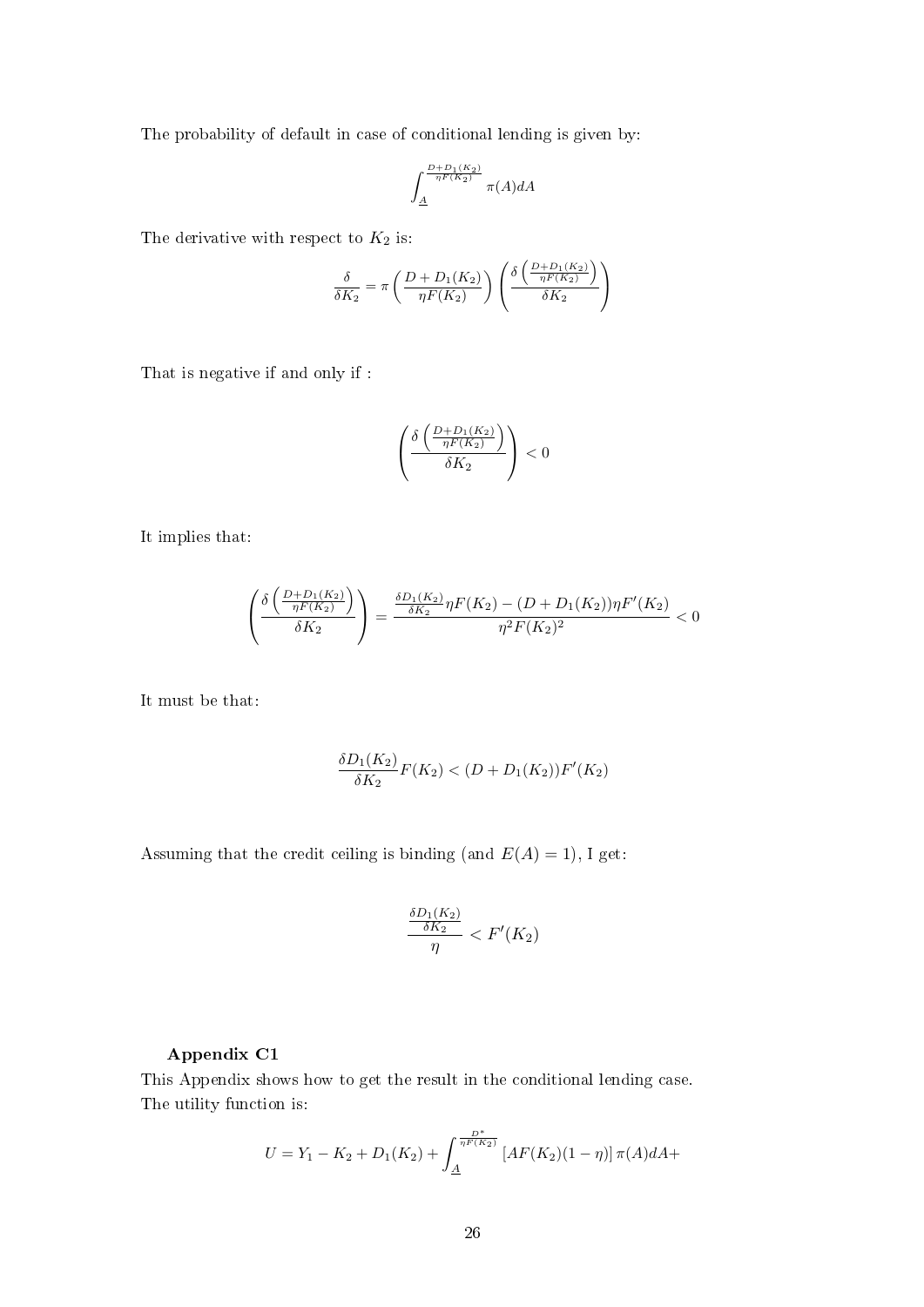The probability of default in case of conditional lending is given by:

$$\int_{\underline{A}}^{\frac{D+D_1(K_2)}{\eta F(K_2)}} \pi(A)dA$$

The derivative with respect to $K_2$ is:

$$\frac{\delta}{\delta K_2} = \pi\left(\frac{D+D_1(K_2)}{\eta F(K_2)}\right)\left(\frac{\delta\left(\frac{D+D_1(K_2)}{\eta F(K_2)}\right)}{\delta K_2}\right)$$

That is negative if and only if :

$$\left(\frac{\delta\left(\frac{D+D_1(K_2)}{\eta F(K_2)}\right)}{\delta K_2}\right) < 0$$

It implies that:

$$\left(\frac{\delta\left(\frac{D+D_1(K_2)}{\eta F(K_2)}\right)}{\delta K_2}\right) = \frac{\frac{\delta D_1(K_2)}{\delta K_2}\eta F(K_2) - (D+D_1(K_2))\eta F'(K_2)}{\eta^2 F(K_2)^2} < 0$$

It must be that:

$$\frac{\delta D_1(K_2)}{\delta K_2}F(K_2) < (D+D_1(K_2))F'(K_2)$$

Assuming that the credit ceiling is binding (and $E(A) = 1$), I get:

$$\frac{\frac{\delta D_1(K_2)}{\delta K_2}}{\eta} < F'(K_2)$$

**Appendix C1**

This Appendix shows how to get the result in the conditional lending case.
The utility function is:

$$U = Y_1 - K_2 + D_1(K_2) + \int_{\underline{A}}^{\frac{D^*}{\eta F(K_2)}} \left[AF(K_2)(1-\eta)\right]\pi(A)dA +$$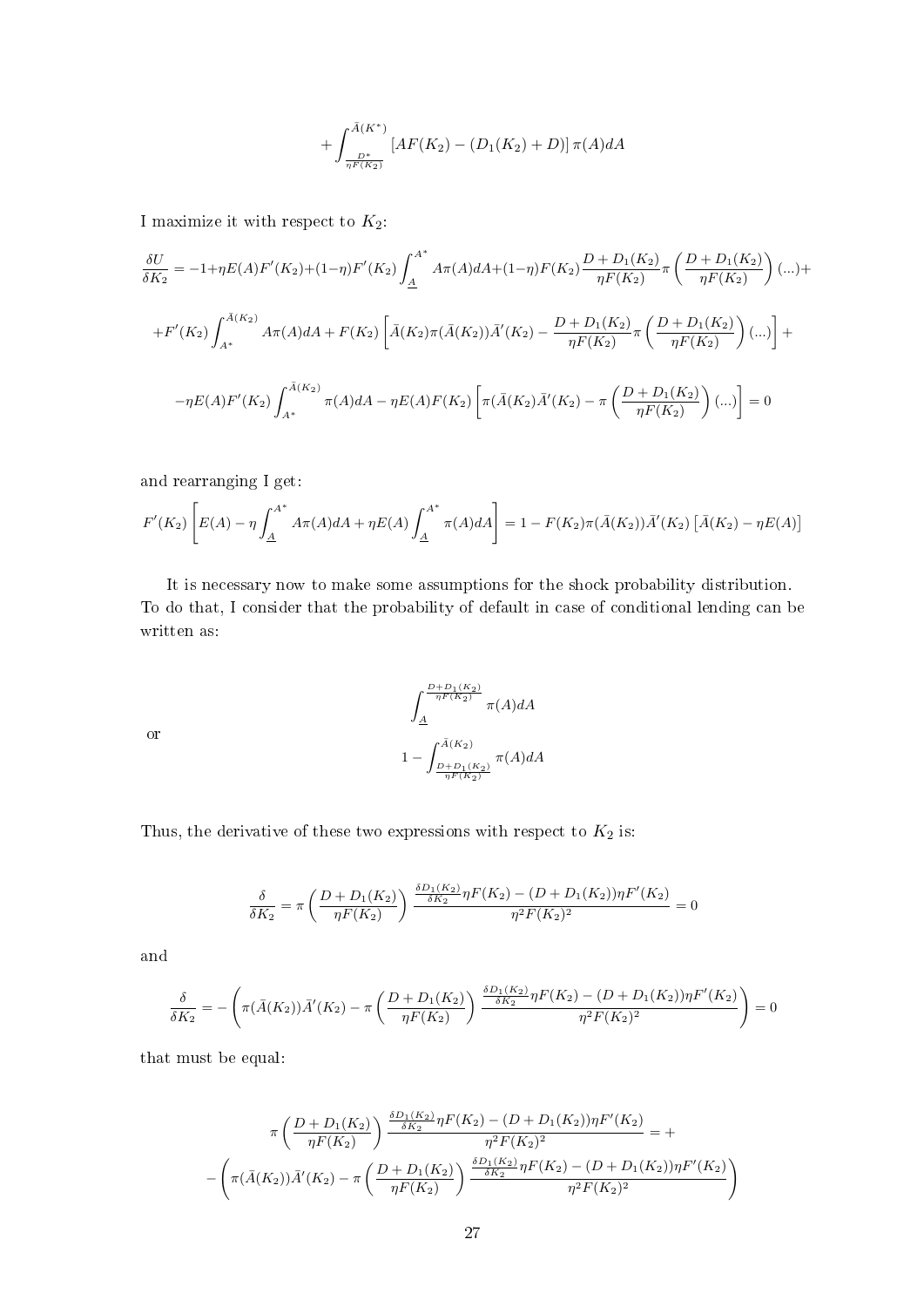$$+\int_{\frac{D^*}{\eta F(K_2)}}^{\bar{A}(K^*)} \left[AF(K_2) - (D_1(K_2) + D)\right] \pi(A) dA$$

I maximize it with respect to $K_2$:

$$\frac{\delta U}{\delta K_2} = -1 + \eta E(A) F'(K_2) + (1-\eta) F'(K_2) \int_{\underline{A}}^{A^*} A\pi(A) dA + (1-\eta) F(K_2) \frac{D + D_1(K_2)}{\eta F(K_2)} \pi\left(\frac{D + D_1(K_2)}{\eta F(K_2)}\right)(...) +$$

$$+F'(K_2) \int_{A^*}^{\bar{A}(K_2)} A\pi(A) dA + F(K_2)\left[\bar{A}(K_2)\pi(\bar{A}(K_2))\bar{A}'(K_2) - \frac{D + D_1(K_2)}{\eta F(K_2)} \pi\left(\frac{D + D_1(K_2)}{\eta F(K_2)}\right)(...)\right] +$$

$$-\eta E(A) F'(K_2) \int_{A^*}^{\bar{A}(K_2)} \pi(A) dA - \eta E(A) F(K_2)\left[\pi(\bar{A}(K_2)\bar{A}'(K_2) - \pi\left(\frac{D + D_1(K_2)}{\eta F(K_2)}\right)(...)\right] = 0$$

and rearranging I get:

$$F'(K_2)\left[E(A) - \eta \int_{\underline{A}}^{A^*} A\pi(A) dA + \eta E(A) \int_{\underline{A}}^{A^*} \pi(A) dA\right] = 1 - F(K_2)\pi(\bar{A}(K_2))\bar{A}'(K_2)\left[\bar{A}(K_2) - \eta E(A)\right]$$

It is necessary now to make some assumptions for the shock probability distribution. To do that, I consider that the probability of default in case of conditional lending can be written as:

$$\int_{\underline{A}}^{\frac{D+D_1(K_2)}{\eta F(K_2)}} \pi(A) dA$$

or

$$1 - \int_{\frac{D+D_1(K_2)}{\eta F(K_2)}}^{\bar{A}(K_2)} \pi(A) dA$$

Thus, the derivative of these two expressions with respect to $K_2$ is:

$$\frac{\delta}{\delta K_2} = \pi\left(\frac{D + D_1(K_2)}{\eta F(K_2)}\right) \frac{\frac{\delta D_1(K_2)}{\delta K_2}\eta F(K_2) - (D + D_1(K_2))\eta F'(K_2)}{\eta^2 F(K_2)^2} = 0$$

and

$$\frac{\delta}{\delta K_2} = -\left(\pi(\bar{A}(K_2))\bar{A}'(K_2) - \pi\left(\frac{D + D_1(K_2)}{\eta F(K_2)}\right) \frac{\frac{\delta D_1(K_2)}{\delta K_2}\eta F(K_2) - (D + D_1(K_2))\eta F'(K_2)}{\eta^2 F(K_2)^2}\right) = 0$$

that must be equal:

$$\pi\left(\frac{D + D_1(K_2)}{\eta F(K_2)}\right) \frac{\frac{\delta D_1(K_2)}{\delta K_2}\eta F(K_2) - (D + D_1(K_2))\eta F'(K_2)}{\eta^2 F(K_2)^2} = +$$

$$-\left(\pi(\bar{A}(K_2))\bar{A}'(K_2) - \pi\left(\frac{D + D_1(K_2)}{\eta F(K_2)}\right) \frac{\frac{\delta D_1(K_2)}{\delta K_2}\eta F(K_2) - (D + D_1(K_2))\eta F'(K_2)}{\eta^2 F(K_2)^2}\right)$$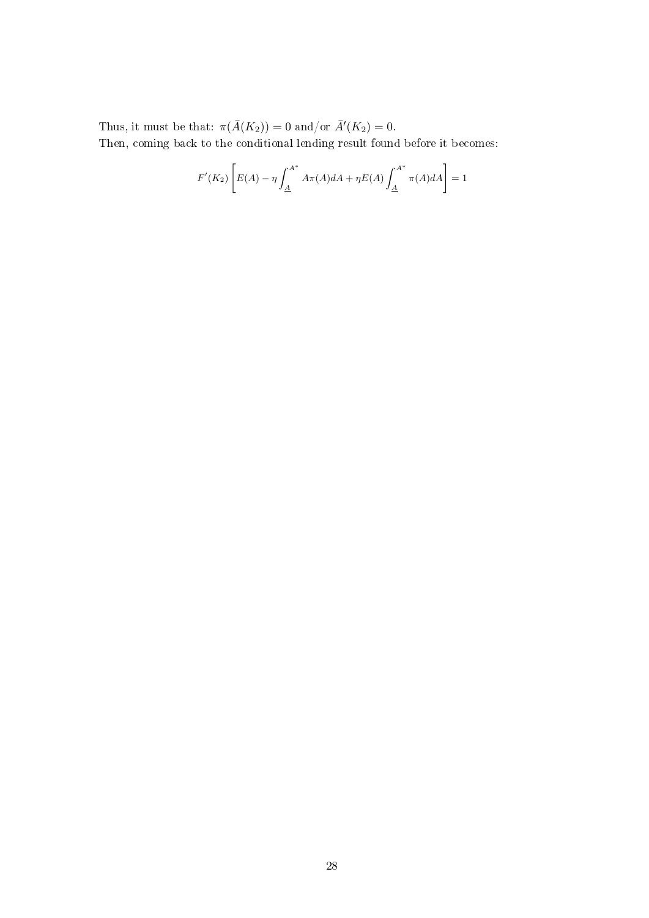Thus, it must be that: $\pi(\bar{A}(K_2)) = 0$ and/or $\bar{A}'(K_2) = 0$.
Then, coming back to the conditional lending result found before it becomes:

$$F'(K_2)\left[E(A) - \eta\int_{\underline{A}}^{A^*} A\pi(A)dA + \eta E(A)\int_{\underline{A}}^{A^*} \pi(A)dA\right] = 1$$